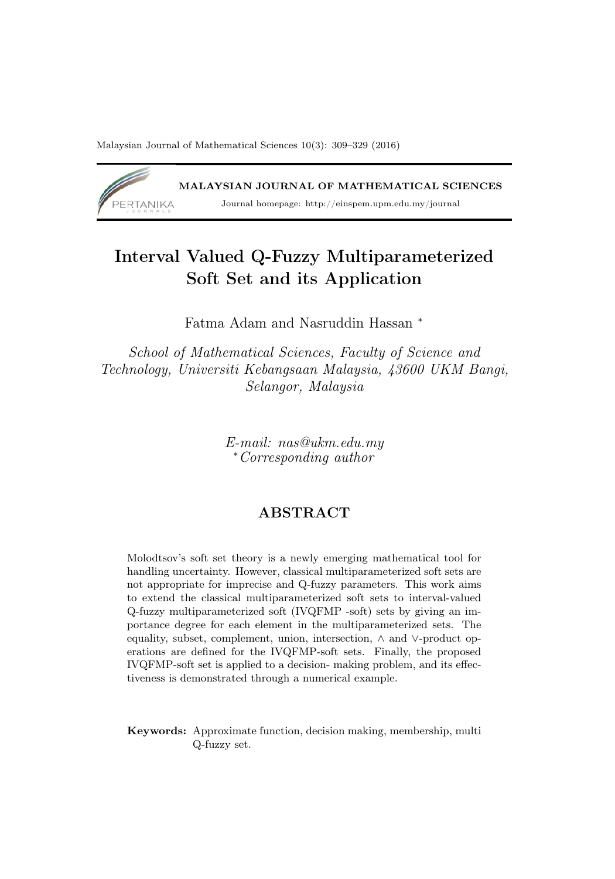# Interval Valued Q-Fuzzy Multiparameterized Soft Set and its Application

Fatma Adam and Nasruddin Hassan *

*School of Mathematical Sciences, Faculty of Science and Technology, Universiti Kebangsaan Malaysia, 43600 UKM Bangi, Selangor, Malaysia*

*E-mail: nas@ukm.edu.my*
*∗Corresponding author*

## ABSTRACT

Molodtsov's soft set theory is a newly emerging mathematical tool for handling uncertainty. However, classical multiparameterized soft sets are not appropriate for imprecise and Q-fuzzy parameters. This work aims to extend the classical multiparameterized soft sets to interval-valued Q-fuzzy multiparameterized soft (IVQFMP -soft) sets by giving an importance degree for each element in the multiparameterized sets. The equality, subset, complement, union, intersection, $\wedge$ and $\vee$-product operations are defined for the IVQFMP-soft sets. Finally, the proposed IVQFMP-soft set is applied to a decision- making problem, and its effectiveness is demonstrated through a numerical example.

**Keywords:** Approximate function, decision making, membership, multi Q-fuzzy set.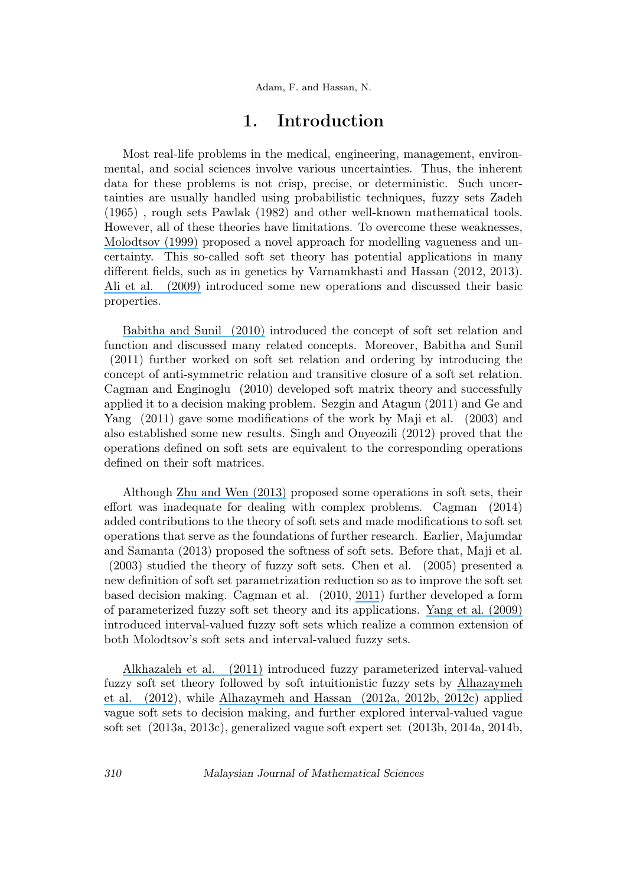# 1. Introduction

Most real-life problems in the medical, engineering, management, environmental, and social sciences involve various uncertainties. Thus, the inherent data for these problems is not crisp, precise, or deterministic. Such uncertainties are usually handled using probabilistic techniques, fuzzy sets Zadeh (1965) , rough sets Pawlak (1982) and other well-known mathematical tools. However, all of these theories have limitations. To overcome these weaknesses, Molodtsov (1999) proposed a novel approach for modelling vagueness and uncertainty. This so-called soft set theory has potential applications in many different fields, such as in genetics by Varnamkhasti and Hassan (2012, 2013). Ali et al. (2009) introduced some new operations and discussed their basic properties.

Babitha and Sunil (2010) introduced the concept of soft set relation and function and discussed many related concepts. Moreover, Babitha and Sunil (2011) further worked on soft set relation and ordering by introducing the concept of anti-symmetric relation and transitive closure of a soft set relation. Cagman and Enginoglu (2010) developed soft matrix theory and successfully applied it to a decision making problem. Sezgin and Atagun (2011) and Ge and Yang (2011) gave some modifications of the work by Maji et al. (2003) and also established some new results. Singh and Onyeozili (2012) proved that the operations defined on soft sets are equivalent to the corresponding operations defined on their soft matrices.

Although Zhu and Wen (2013) proposed some operations in soft sets, their effort was inadequate for dealing with complex problems. Cagman (2014) added contributions to the theory of soft sets and made modifications to soft set operations that serve as the foundations of further research. Earlier, Majumdar and Samanta (2013) proposed the softness of soft sets. Before that, Maji et al. (2003) studied the theory of fuzzy soft sets. Chen et al. (2005) presented a new definition of soft set parametrization reduction so as to improve the soft set based decision making. Cagman et al. (2010, 2011) further developed a form of parameterized fuzzy soft set theory and its applications. Yang et al. (2009) introduced interval-valued fuzzy soft sets which realize a common extension of both Molodtsov's soft sets and interval-valued fuzzy sets.

Alkhazaleh et al. (2011) introduced fuzzy parameterized interval-valued fuzzy soft set theory followed by soft intuitionistic fuzzy sets by Alhazaymeh et al. (2012), while Alhazaymeh and Hassan (2012a, 2012b, 2012c) applied vague soft sets to decision making, and further explored interval-valued vague soft set (2013a, 2013c), generalized vague soft expert set (2013b, 2014a, 2014b,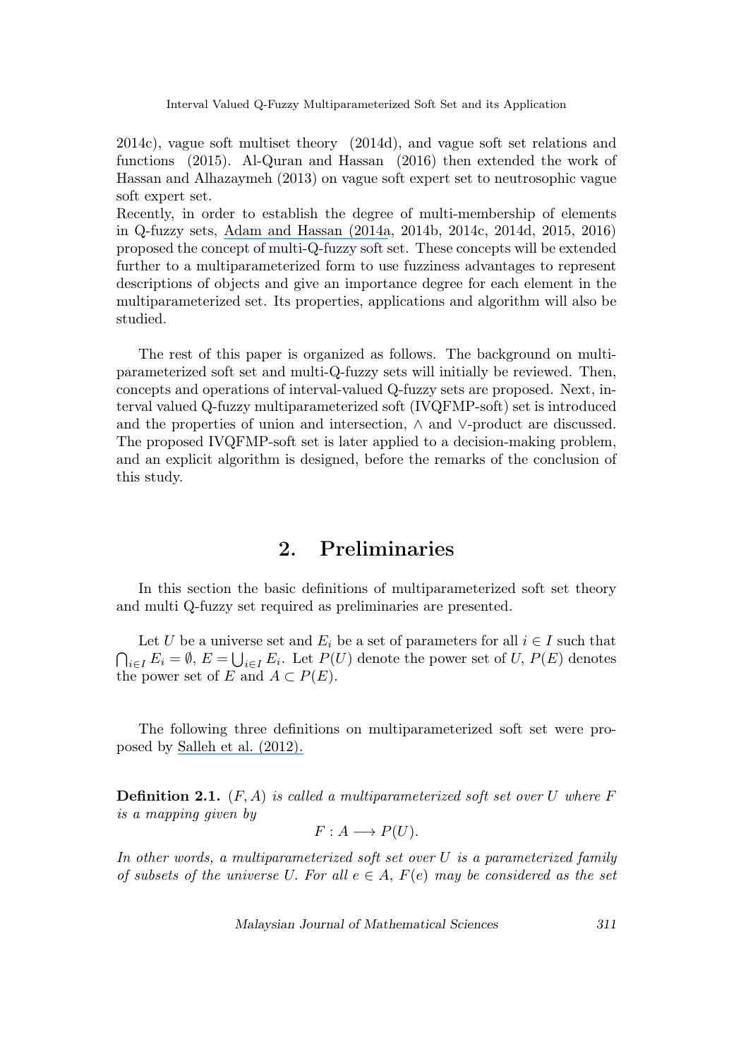2014c), vague soft multiset theory (2014d), and vague soft set relations and functions (2015). Al-Quran and Hassan (2016) then extended the work of Hassan and Alhazaymeh (2013) on vague soft expert set to neutrosophic vague soft expert set.
Recently, in order to establish the degree of multi-membership of elements in Q-fuzzy sets, Adam and Hassan (2014a, 2014b, 2014c, 2014d, 2015, 2016) proposed the concept of multi-Q-fuzzy soft set. These concepts will be extended further to a multiparameterized form to use fuzziness advantages to represent descriptions of objects and give an importance degree for each element in the multiparameterized set. Its properties, applications and algorithm will also be studied.

The rest of this paper is organized as follows. The background on multiparameterized soft set and multi-Q-fuzzy sets will initially be reviewed. Then, concepts and operations of interval-valued Q-fuzzy sets are proposed. Next, interval valued Q-fuzzy multiparameterized soft (IVQFMP-soft) set is introduced and the properties of union and intersection, $\wedge$ and $\vee$-product are discussed. The proposed IVQFMP-soft set is later applied to a decision-making problem, and an explicit algorithm is designed, before the remarks of the conclusion of this study.

## 2. Preliminaries

In this section the basic definitions of multiparameterized soft set theory and multi Q-fuzzy set required as preliminaries are presented.

Let $U$ be a universe set and $E_i$ be a set of parameters for all $i \in I$ such that $\bigcap_{i\in I} E_i = \emptyset$, $E = \bigcup_{i\in I} E_i$. Let $P(U)$ denote the power set of $U$, $P(E)$ denotes the power set of $E$ and $A \subset P(E)$.

The following three definitions on multiparameterized soft set were proposed by Salleh et al. (2012).

**Definition 2.1.** *$(F, A)$ is called a multiparameterized soft set over $U$ where $F$ is a mapping given by*

$$F : A \longrightarrow P(U).$$

*In other words, a multiparameterized soft set over $U$ is a parameterized family of subsets of the universe $U$. For all $e \in A$, $F(e)$ may be considered as the set*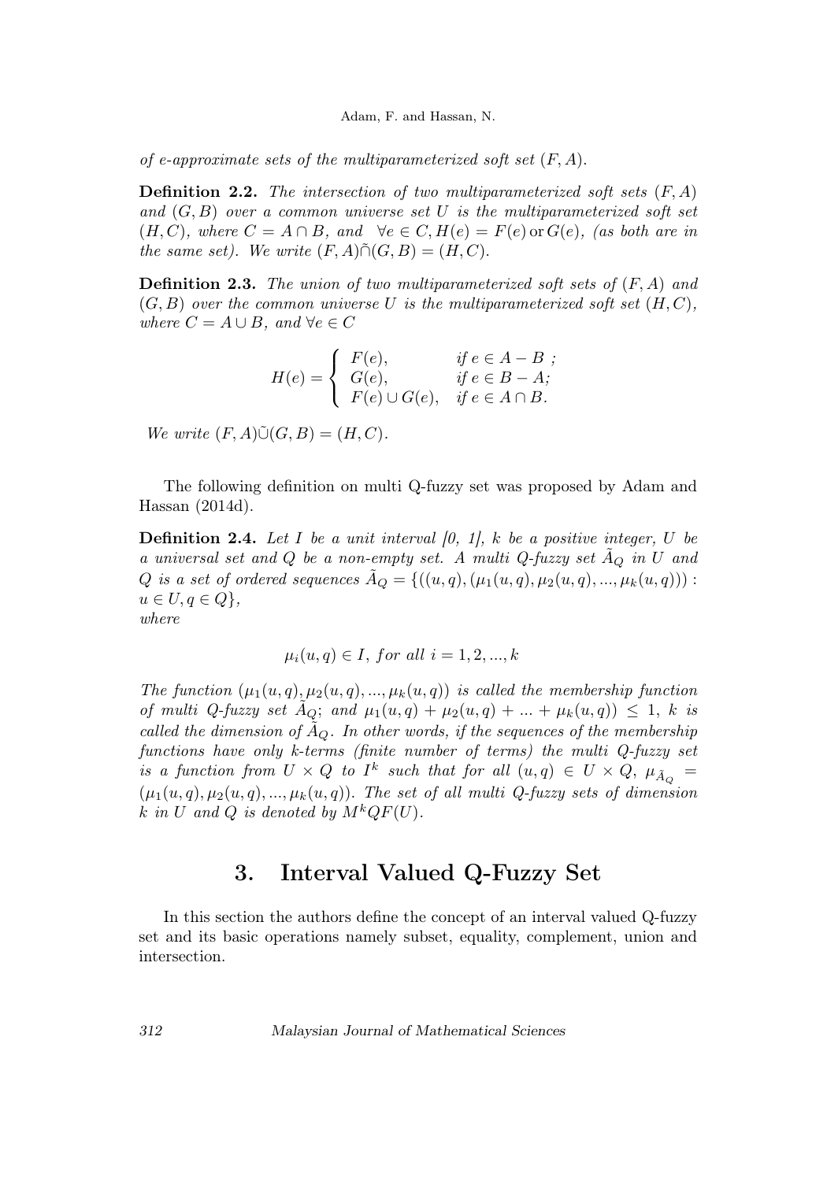*of e-approximate sets of the multiparameterized soft set $(F, A)$.*

**Definition 2.2.** *The intersection of two multiparameterized soft sets $(F, A)$ and $(G, B)$ over a common universe set $U$ is the multiparameterized soft set $(H, C)$, where $C = A \cap B$, and $\forall e \in C, H(e) = F(e) \,\text{or}\, G(e)$, (as both are in the same set). We write $(F, A)\hat{\cap}(G, B) = (H, C)$.*

**Definition 2.3.** *The union of two multiparameterized soft sets of $(F, A)$ and $(G, B)$ over the common universe $U$ is the multiparameterized soft set $(H, C)$, where $C = A \cup B$, and $\forall e \in C$*

$$H(e) = \begin{cases} F(e), & \text{if } e \in A - B \text{ ;} \\ G(e), & \text{if } e \in B - A\text{;} \\ F(e) \cup G(e), & \text{if } e \in A \cap B. \end{cases}$$

*We write $(F, A)\tilde{\cup}(G, B) = (H, C)$.*

The following definition on multi Q-fuzzy set was proposed by Adam and Hassan (2014d).

**Definition 2.4.** *Let $I$ be a unit interval [0, 1], $k$ be a positive integer, $U$ be a universal set and $Q$ be a non-empty set. A multi Q-fuzzy set $\tilde{A}_Q$ in $U$ and $Q$ is a set of ordered sequences $\tilde{A}_Q = \{((u, q), (\mu_1(u, q), \mu_2(u, q), ..., \mu_k(u, q))) : u \in U, q \in Q\}$,*
*where*

$$\mu_i(u, q) \in I, \; for \; all \; i = 1, 2, ..., k$$

*The function $(\mu_1(u, q), \mu_2(u, q), ..., \mu_k(u, q))$ is called the membership function of multi Q-fuzzy set $\tilde{A}_Q$; and $\mu_1(u, q) + \mu_2(u, q) + ... + \mu_k(u, q)) \leq 1$, $k$ is called the dimension of $\tilde{A}_Q$. In other words, if the sequences of the membership functions have only k-terms (finite number of terms) the multi Q-fuzzy set is a function from $U \times Q$ to $I^k$ such that for all $(u, q) \in U \times Q$, $\mu_{\tilde{A}_Q} = (\mu_1(u, q), \mu_2(u, q), ..., \mu_k(u, q))$. The set of all multi Q-fuzzy sets of dimension $k$ in $U$ and $Q$ is denoted by $M^kQF(U)$.*

## 3. Interval Valued Q-Fuzzy Set

In this section the authors define the concept of an interval valued Q-fuzzy set and its basic operations namely subset, equality, complement, union and intersection.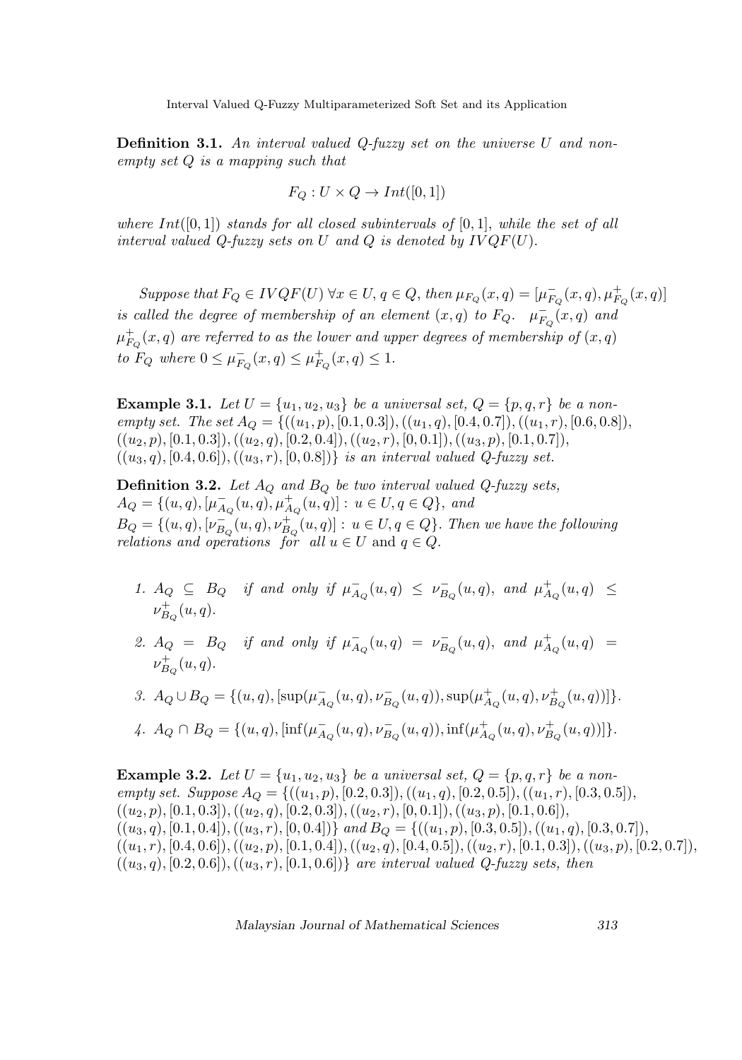**Definition 3.1.** *An interval valued Q-fuzzy set on the universe $U$ and non-empty set $Q$ is a mapping such that*

$$F_Q : U \times Q \to Int([0,1])$$

*where $Int([0,1])$ stands for all closed subintervals of $[0,1]$, while the set of all interval valued Q-fuzzy sets on $U$ and $Q$ is denoted by $IVQF(U)$.*

*Suppose that $F_Q \in IVQF(U)$ $\forall x \in U, q \in Q$, then $\mu_{F_Q}(x,q) = [\mu^-_{F_Q}(x,q), \mu^+_{F_Q}(x,q)]$ is called the degree of membership of an element $(x,q)$ to $F_Q$. $\mu^-_{F_Q}(x,q)$ and $\mu^+_{F_Q}(x,q)$ are referred to as the lower and upper degrees of membership of $(x,q)$ to $F_Q$ where $0 \leq \mu^-_{F_Q}(x,q) \leq \mu^+_{F_Q}(x,q) \leq 1$.*

**Example 3.1.** *Let $U = \{u_1, u_2, u_3\}$ be a universal set, $Q = \{p, q, r\}$ be a non-empty set. The set $A_Q = \{((u_1,p),[0.1,0.3]), ((u_1,q),[0.4,0.7]), ((u_1,r),[0.6,0.8]), ((u_2,p),[0.1,0.3]), ((u_2,q),[0.2,0.4]), ((u_2,r),[0,0.1]), ((u_3,p),[0.1,0.7]), ((u_3,q),[0.4,0.6]), ((u_3,r),[0,0.8])\}$ is an interval valued Q-fuzzy set.*

**Definition 3.2.** *Let $A_Q$ and $B_Q$ be two interval valued Q-fuzzy sets, $A_Q = \{(u,q), [\mu^-_{A_Q}(u,q), \mu^+_{A_Q}(u,q)] : u \in U, q \in Q\}$, and $B_Q = \{(u,q), [\nu^-_{B_Q}(u,q), \nu^+_{B_Q}(u,q)] : u \in U, q \in Q\}$. Then we have the following relations and operations for all $u \in U$ and $q \in Q$.*

1. $A_Q \subseteq B_Q$ *if and only if* $\mu^-_{A_Q}(u,q) \leq \nu^-_{B_Q}(u,q)$, *and* $\mu^+_{A_Q}(u,q) \leq \nu^+_{B_Q}(u,q)$.
2. $A_Q = B_Q$ *if and only if* $\mu^-_{A_Q}(u,q) = \nu^-_{B_Q}(u,q)$, *and* $\mu^+_{A_Q}(u,q) = \nu^+_{B_Q}(u,q)$.
3. $A_Q \cup B_Q = \{(u,q), [\sup(\mu^-_{A_Q}(u,q), \nu^-_{B_Q}(u,q)), \sup(\mu^+_{A_Q}(u,q), \nu^+_{B_Q}(u,q))]\}$.
4. $A_Q \cap B_Q = \{(u,q), [\inf(\mu^-_{A_Q}(u,q), \nu^-_{B_Q}(u,q)), \inf(\mu^+_{A_Q}(u,q), \nu^+_{B_Q}(u,q))]\}$.

**Example 3.2.** *Let $U = \{u_1, u_2, u_3\}$ be a universal set, $Q = \{p, q, r\}$ be a non-empty set. Suppose $A_Q = \{((u_1,p),[0.2,0.3]), ((u_1,q),[0.2,0.5]), ((u_1,r),[0.3,0.5]), ((u_2,p),[0.1,0.3]), ((u_2,q),[0.2,0.3]), ((u_2,r),[0,0.1]), ((u_3,p),[0.1,0.6]), ((u_3,q),[0.1,0.4]), ((u_3,r),[0,0.4])\}$ and $B_Q = \{((u_1,p),[0.3,0.5]), ((u_1,q),[0.3,0.7]), ((u_1,r),[0.4,0.6]), ((u_2,p),[0.1,0.4]), ((u_2,q),[0.4,0.5]), ((u_2,r),[0.1,0.3]), ((u_3,p),[0.2,0.7]), ((u_3,q),[0.2,0.6]), ((u_3,r),[0.1,0.6])\}$ are interval valued Q-fuzzy sets, then*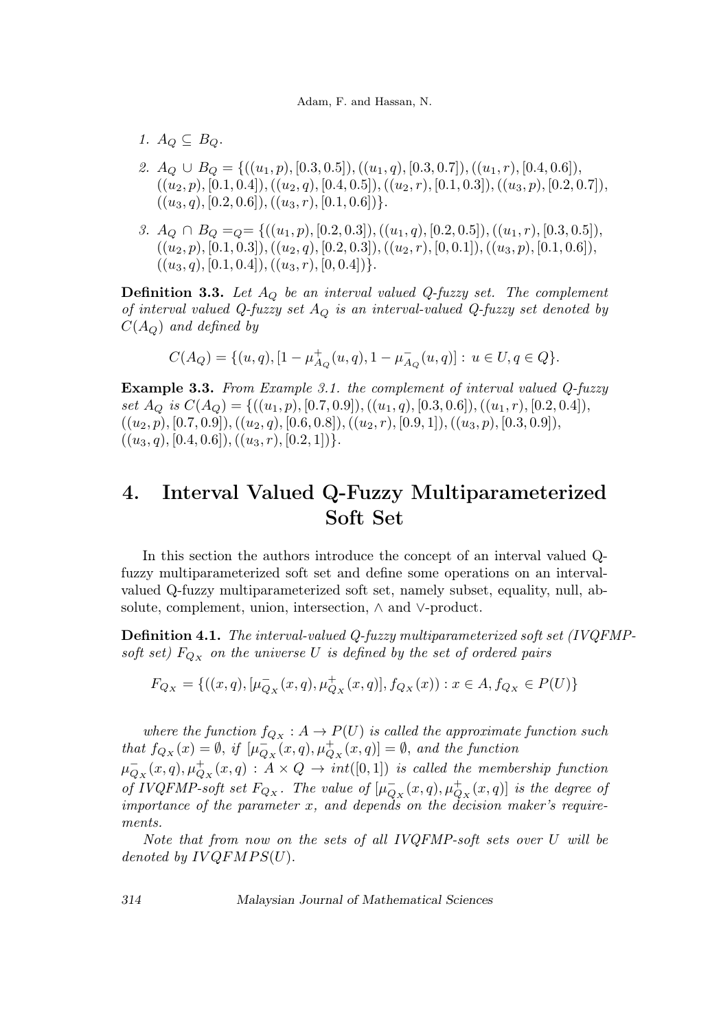1. $A_Q \subseteq B_Q$.

2. $A_Q \cup B_Q = \{((u_1,p),[0.3,0.5]),((u_1,q),[0.3,0.7]),((u_1,r),[0.4,0.6]),$ $((u_2,p),[0.1,0.4]),((u_2,q),[0.4,0.5]),((u_2,r),[0.1,0.3]),((u_3,p),[0.2,0.7]),$ $((u_3,q),[0.2,0.6]),((u_3,r),[0.1,0.6])\}$.

3. $A_Q \cap B_Q =_Q= \{((u_1,p),[0.2,0.3]),((u_1,q),[0.2,0.5]),((u_1,r),[0.3,0.5]),$ $((u_2,p),[0.1,0.3]),((u_2,q),[0.2,0.3]),((u_2,r),[0,0.1]),((u_3,p),[0.1,0.6]),$ $((u_3,q),[0.1,0.4]),((u_3,r),[0,0.4])\}$.

**Definition 3.3.** *Let $A_Q$ be an interval valued Q-fuzzy set. The complement of interval valued Q-fuzzy set $A_Q$ is an interval-valued Q-fuzzy set denoted by $C(A_Q)$ and defined by*

$$C(A_Q) = \{(u,q),[1-\mu^+_{A_Q}(u,q),1-\mu^-_{A_Q}(u,q)] : u \in U, q \in Q\}.$$

**Example 3.3.** *From Example 3.1. the complement of interval valued Q-fuzzy set $A_Q$ is $C(A_Q) = \{((u_1,p),[0.7,0.9]),((u_1,q),[0.3,0.6]),((u_1,r),[0.2,0.4]),$ $((u_2,p),[0.7,0.9]),((u_2,q),[0.6,0.8]),((u_2,r),[0.9,1]),((u_3,p),[0.3,0.9]),$ $((u_3,q),[0.4,0.6]),((u_3,r),[0.2,1])\}$.*

# 4. Interval Valued Q-Fuzzy Multiparameterized Soft Set

In this section the authors introduce the concept of an interval valued Q-fuzzy multiparameterized soft set and define some operations on an interval-valued Q-fuzzy multiparameterized soft set, namely subset, equality, null, absolute, complement, union, intersection, $\wedge$ and $\vee$-product.

**Definition 4.1.** *The interval-valued Q-fuzzy multiparameterized soft set (IVQFMP-soft set) $F_{Q_X}$ on the universe $U$ is defined by the set of ordered pairs*

$$F_{Q_X} = \{((x,q),[\mu^-_{Q_X}(x,q),\mu^+_{Q_X}(x,q)],f_{Q_X}(x)) : x \in A, f_{Q_X} \in P(U)\}$$

*where the function $f_{Q_X} : A \to P(U)$ is called the approximate function such that $f_{Q_X}(x) = \emptyset$, if $[\mu^-_{Q_X}(x,q),\mu^+_{Q_X}(x,q)] = \emptyset$, and the function $\mu^-_{Q_X}(x,q),\mu^+_{Q_X}(x,q) : A \times Q \to int([0,1])$ is called the membership function of IVQFMP-soft set $F_{Q_X}$. The value of $[\mu^-_{Q_X}(x,q),\mu^+_{Q_X}(x,q)]$ is the degree of importance of the parameter $x$, and depends on the decision maker's requirements.*

*Note that from now on the sets of all IVQFMP-soft sets over $U$ will be denoted by $IVQFMPS(U)$.*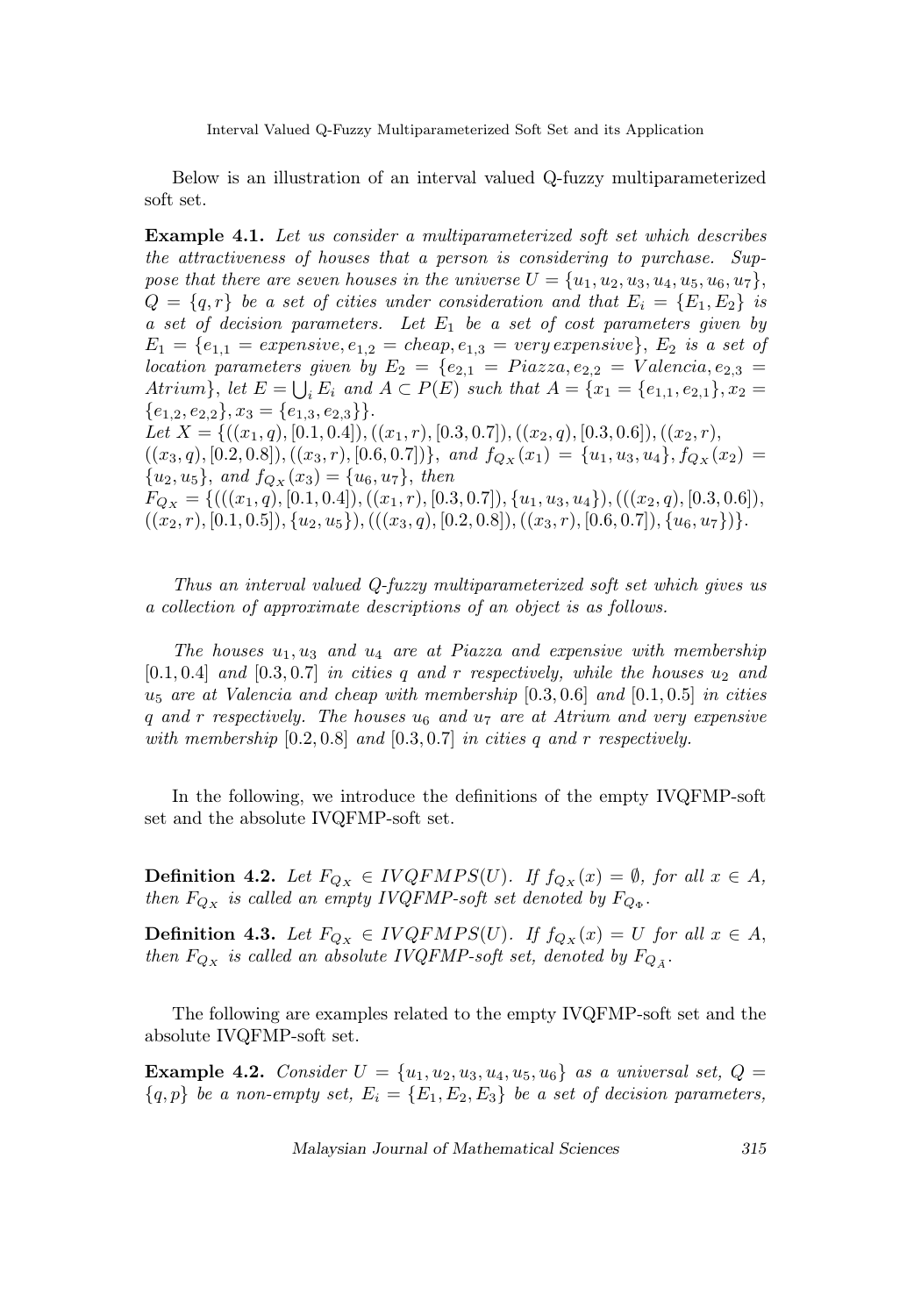Below is an illustration of an interval valued Q-fuzzy multiparameterized soft set.

**Example 4.1.** *Let us consider a multiparameterized soft set which describes the attractiveness of houses that a person is considering to purchase. Suppose that there are seven houses in the universe* $U = \{u_1, u_2, u_3, u_4, u_5, u_6, u_7\}$, $Q = \{q, r\}$ *be a set of cities under consideration and that* $E_i = \{E_1, E_2\}$ *is a set of decision parameters. Let* $E_1$ *be a set of cost parameters given by* $E_1 = \{e_{1,1} = expensive, e_{1,2} = cheap, e_{1,3} = very\, expensive\}$, $E_2$ *is a set of location parameters given by* $E_2 = \{e_{2,1} = Piazza, e_{2,2} = Valencia, e_{2,3} = Atrium\}$, *let* $E = \bigcup_i E_i$ *and* $A \subset P(E)$ *such that* $A = \{x_1 = \{e_{1,1}, e_{2,1}\}, x_2 = \{e_{1,2}, e_{2,2}\}, x_3 = \{e_{1,3}, e_{2,3}\}\}$.
*Let* $X = \{((x_1, q), [0.1, 0.4]), ((x_1, r), [0.3, 0.7]), ((x_2, q), [0.3, 0.6]), ((x_2, r), ((x_3, q), [0.2, 0.8]), ((x_3, r), [0.6, 0.7])\}$, *and* $f_{Q_X}(x_1) = \{u_1, u_3, u_4\}, f_{Q_X}(x_2) = \{u_2, u_5\}$, *and* $f_{Q_X}(x_3) = \{u_6, u_7\}$, *then*
$F_{Q_X} = \{(((x_1, q), [0.1, 0.4]), ((x_1, r), [0.3, 0.7]), \{u_1, u_3, u_4\}), (((x_2, q), [0.3, 0.6]), ((x_2, r), [0.1, 0.5]), \{u_2, u_5\}), (((x_3, q), [0.2, 0.8]), ((x_3, r), [0.6, 0.7]), \{u_6, u_7\})\}$.

*Thus an interval valued Q-fuzzy multiparameterized soft set which gives us a collection of approximate descriptions of an object is as follows.*

*The houses* $u_1, u_3$ *and* $u_4$ *are at Piazza and expensive with membership* $[0.1, 0.4]$ *and* $[0.3, 0.7]$ *in cities* $q$ *and* $r$ *respectively, while the houses* $u_2$ *and* $u_5$ *are at Valencia and cheap with membership* $[0.3, 0.6]$ *and* $[0.1, 0.5]$ *in cities* $q$ *and* $r$ *respectively. The houses* $u_6$ *and* $u_7$ *are at Atrium and very expensive with membership* $[0.2, 0.8]$ *and* $[0.3, 0.7]$ *in cities* $q$ *and* $r$ *respectively.*

In the following, we introduce the definitions of the empty IVQFMP-soft set and the absolute IVQFMP-soft set.

**Definition 4.2.** *Let* $F_{Q_X} \in IVQFMPS(U)$. *If* $f_{Q_X}(x) = \emptyset$, *for all* $x \in A$, *then* $F_{Q_X}$ *is called an empty IVQFMP-soft set denoted by* $F_{Q_\Phi}$.

**Definition 4.3.** *Let* $F_{Q_X} \in IVQFMPS(U)$. *If* $f_{Q_X}(x) = U$ *for all* $x \in A$, *then* $F_{Q_X}$ *is called an absolute IVQFMP-soft set, denoted by* $F_{Q_{\tilde{A}}}$.

The following are examples related to the empty IVQFMP-soft set and the absolute IVQFMP-soft set.

**Example 4.2.** *Consider* $U = \{u_1, u_2, u_3, u_4, u_5, u_6\}$ *as a universal set,* $Q = \{q, p\}$ *be a non-empty set,* $E_i = \{E_1, E_2, E_3\}$ *be a set of decision parameters,*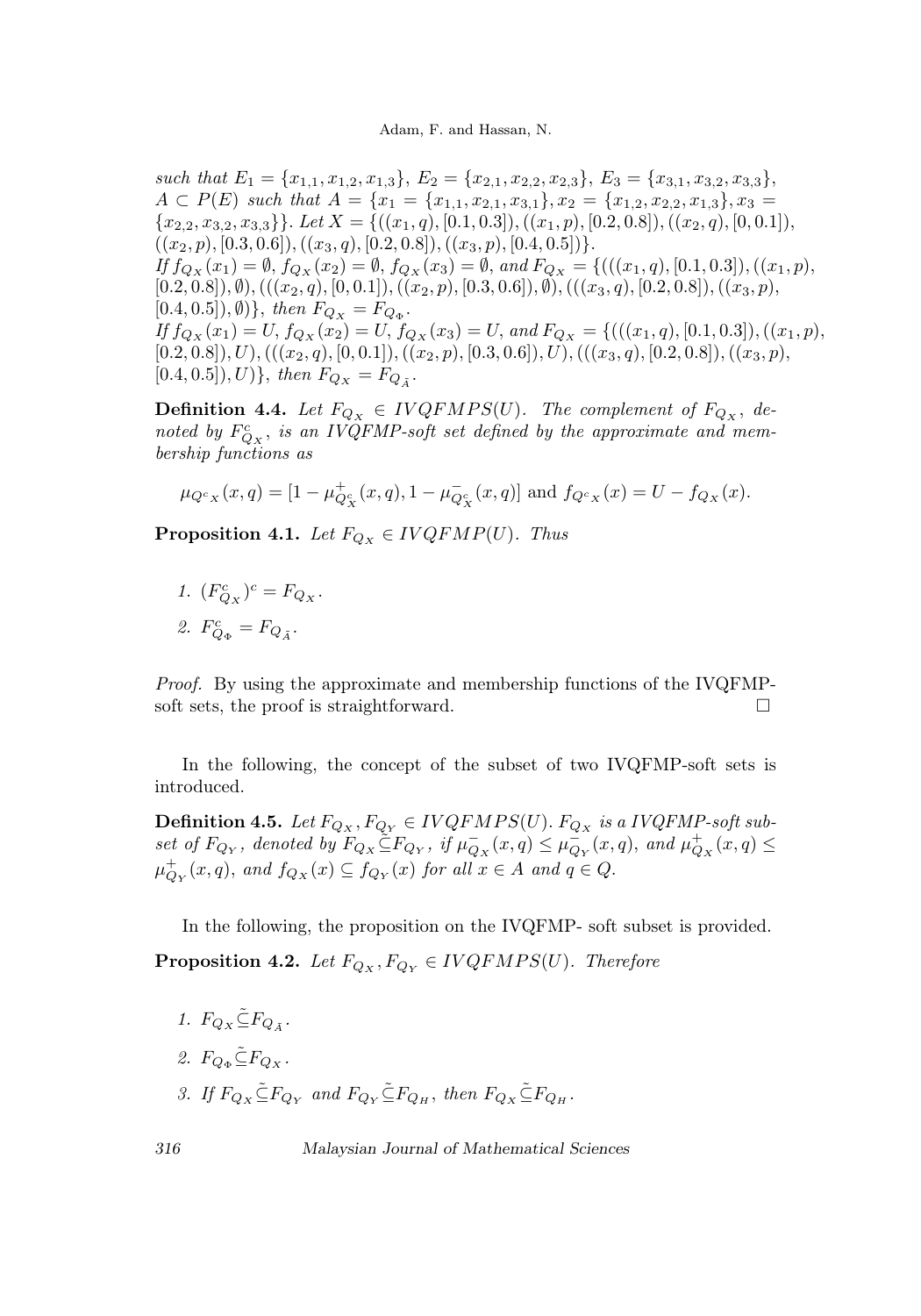*such that* $E_1 = \{x_{1,1}, x_{1,2}, x_{1,3}\}$, $E_2 = \{x_{2,1}, x_{2,2}, x_{2,3}\}$, $E_3 = \{x_{3,1}, x_{3,2}, x_{3,3}\}$, $A \subset P(E)$ *such that* $A = \{x_1 = \{x_{1,1}, x_{2,1}, x_{3,1}\}, x_2 = \{x_{1,2}, x_{2,2}, x_{1,3}\}, x_3 = \{x_{2,2}, x_{3,2}, x_{3,3}\}\}$. *Let* $X = \{((x_1, q), [0.1, 0.3]), ((x_1, p), [0.2, 0.8]), ((x_2, q), [0, 0.1]), ((x_2, p), [0.3, 0.6]), ((x_3, q), [0.2, 0.8]), ((x_3, p), [0.4, 0.5])\}$.

*If* $f_{Q_X}(x_1) = \emptyset$, $f_{Q_X}(x_2) = \emptyset$, $f_{Q_X}(x_3) = \emptyset$, *and* $F_{Q_X} = \{(((x_1, q), [0.1, 0.3]), ((x_1, p), [0.2, 0.8]), \emptyset), (((x_2, q), [0, 0.1]), ((x_2, p), [0.3, 0.6]), \emptyset), (((x_3, q), [0.2, 0.8]), ((x_3, p), [0.4, 0.5]), \emptyset)\}$, *then* $F_{Q_X} = F_{Q_\Phi}$.

*If* $f_{Q_X}(x_1) = U$, $f_{Q_X}(x_2) = U$, $f_{Q_X}(x_3) = U$, *and* $F_{Q_X} = \{(((x_1, q), [0.1, 0.3]), ((x_1, p), [0.2, 0.8]), U), (((x_2, q), [0, 0.1]), ((x_2, p), [0.3, 0.6]), U), (((x_3, q), [0.2, 0.8]), ((x_3, p), [0.4, 0.5]), U)\}$, *then* $F_{Q_X} = F_{Q_{\tilde{A}}}$.

**Definition 4.4.** *Let* $F_{Q_X} \in IVQFMPS(U)$. *The complement of* $F_{Q_X}$, *denoted by* $F^c_{Q_X}$, *is an IVQFMP-soft set defined by the approximate and membership functions as*

$$\mu_{Q^c X}(x, q) = [1 - \mu^+_{Q^c_X}(x, q), 1 - \mu^-_{Q^c_X}(x, q)] \text{ and } f_{Q^c X}(x) = U - f_{Q_X}(x).$$

**Proposition 4.1.** *Let* $F_{Q_X} \in IVQFMP(U)$. *Thus*

1. $(F^c_{Q_X})^c = F_{Q_X}$.
2. $F^c_{Q_\Phi} = F_{Q_{\tilde{A}}}$.

*Proof.* By using the approximate and membership functions of the IVQFMP-soft sets, the proof is straightforward. □

In the following, the concept of the subset of two IVQFMP-soft sets is introduced.

**Definition 4.5.** *Let* $F_{Q_X}, F_{Q_Y} \in IVQFMPS(U)$. $F_{Q_X}$ *is a IVQFMP-soft subset of* $F_{Q_Y}$, *denoted by* $F_{Q_X} \tilde{\subseteq} F_{Q_Y}$, *if* $\mu^-_{Q_X}(x, q) \leq \mu^-_{Q_Y}(x, q)$, *and* $\mu^+_{Q_X}(x, q) \leq \mu^+_{Q_Y}(x, q)$, *and* $f_{Q_X}(x) \subseteq f_{Q_Y}(x)$ *for all* $x \in A$ *and* $q \in Q$.

In the following, the proposition on the IVQFMP- soft subset is provided.

**Proposition 4.2.** *Let* $F_{Q_X}, F_{Q_Y} \in IVQFMPS(U)$. *Therefore*

1. $F_{Q_X} \tilde{\subseteq} F_{Q_{\tilde{A}}}$.
2. $F_{Q_\Phi} \tilde{\subseteq} F_{Q_X}$.
3. *If* $F_{Q_X} \tilde{\subseteq} F_{Q_Y}$ *and* $F_{Q_Y} \tilde{\subseteq} F_{Q_H}$, *then* $F_{Q_X} \tilde{\subseteq} F_{Q_H}$.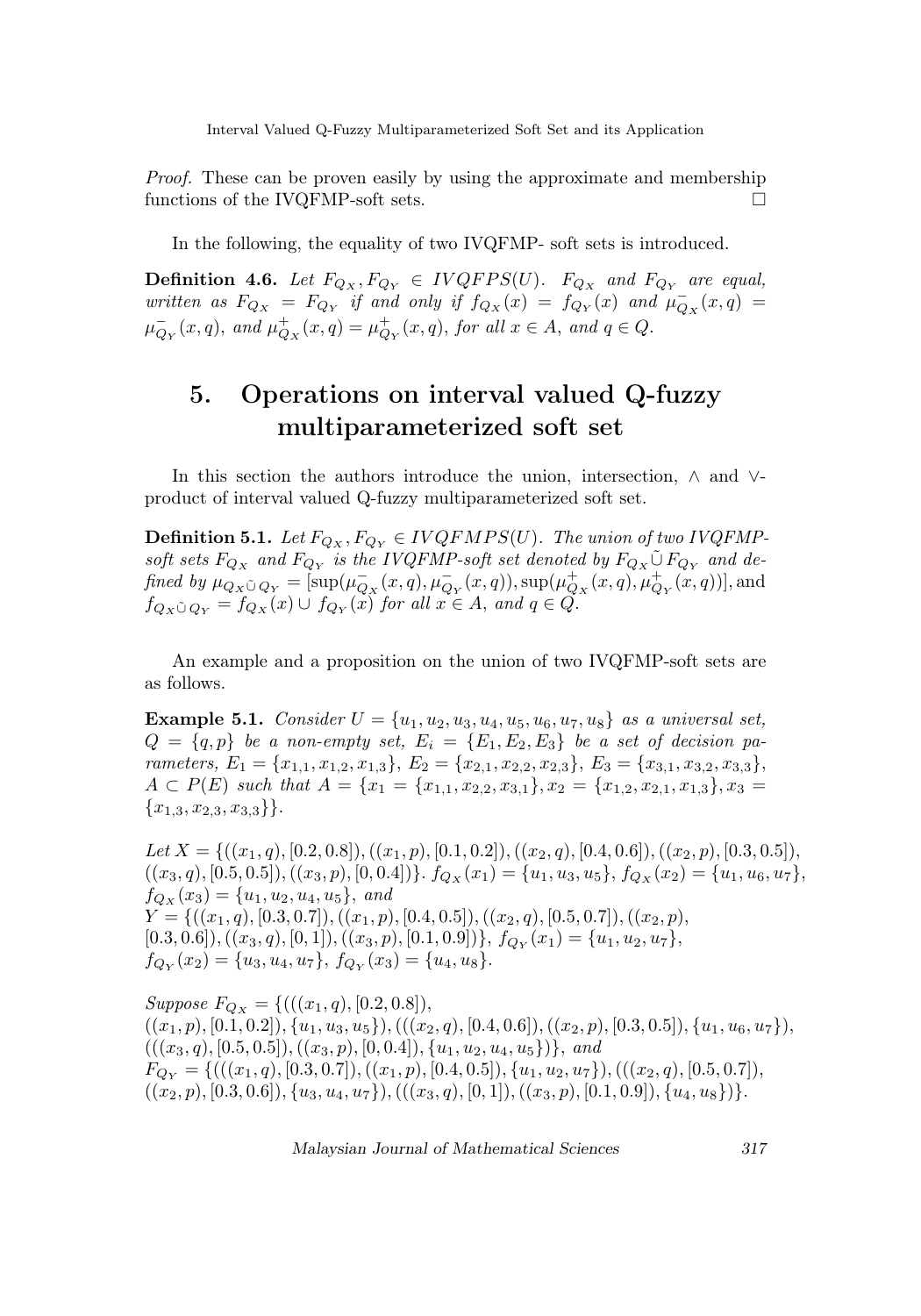*Proof.* These can be proven easily by using the approximate and membership functions of the IVQFMP-soft sets. $\square$

In the following, the equality of two IVQFMP- soft sets is introduced.

**Definition 4.6.** *Let $F_{Q_X}, F_{Q_Y} \in IVQFPS(U)$. $F_{Q_X}$ and $F_{Q_Y}$ are equal, written as $F_{Q_X} = F_{Q_Y}$ if and only if $f_{Q_X}(x) = f_{Q_Y}(x)$ and $\mu^-_{Q_X}(x,q) = \mu^-_{Q_Y}(x,q)$, and $\mu^+_{Q_X}(x,q) = \mu^+_{Q_Y}(x,q)$, for all $x \in A$, and $q \in Q$.*

# 5. Operations on interval valued Q-fuzzy multiparameterized soft set

In this section the authors introduce the union, intersection, $\wedge$ and $\vee$-product of interval valued Q-fuzzy multiparameterized soft set.

**Definition 5.1.** *Let $F_{Q_X}, F_{Q_Y} \in IVQFMPS(U)$. The union of two IVQFMP-soft sets $F_{Q_X}$ and $F_{Q_Y}$ is the IVQFMP-soft set denoted by $F_{Q_X} \tilde{\cup} F_{Q_Y}$ and defined by $\mu_{Q_X \tilde{\cup} Q_Y} = [\sup(\mu^-_{Q_X}(x,q), \mu^-_{Q_Y}(x,q)), \sup(\mu^+_{Q_X}(x,q), \mu^+_{Q_Y}(x,q))]$,* and *$f_{Q_X \tilde{\cup} Q_Y} = f_{Q_X}(x) \cup f_{Q_Y}(x)$ for all $x \in A$, and $q \in Q$.*

An example and a proposition on the union of two IVQFMP-soft sets are as follows.

**Example 5.1.** *Consider $U = \{u_1, u_2, u_3, u_4, u_5, u_6, u_7, u_8\}$ as a universal set, $Q = \{q, p\}$ be a non-empty set, $E_i = \{E_1, E_2, E_3\}$ be a set of decision parameters, $E_1 = \{x_{1,1}, x_{1,2}, x_{1,3}\}$, $E_2 = \{x_{2,1}, x_{2,2}, x_{2,3}\}$, $E_3 = \{x_{3,1}, x_{3,2}, x_{3,3}\}$, $A \subset P(E)$ such that $A = \{x_1 = \{x_{1,1}, x_{2,2}, x_{3,1}\}, x_2 = \{x_{1,2}, x_{2,1}, x_{1,3}\}, x_3 = \{x_{1,3}, x_{2,3}, x_{3,3}\}\}$.*

*Let $X = \{((x_1,q),[0.2,0.8]), ((x_1,p),[0.1,0.2]), ((x_2,q),[0.4,0.6]), ((x_2,p),[0.3,0.5]), ((x_3,q),[0.5,0.5]), ((x_3,p),[0,0.4])\}$. $f_{Q_X}(x_1) = \{u_1,u_3,u_5\}$, $f_{Q_X}(x_2) = \{u_1,u_6,u_7\}$, $f_{Q_X}(x_3) = \{u_1,u_2,u_4,u_5\}$, and*
*$Y = \{((x_1,q),[0.3,0.7]), ((x_1,p),[0.4,0.5]), ((x_2,q),[0.5,0.7]), ((x_2,p),[0.3,0.6]), ((x_3,q),[0,1]), ((x_3,p),[0.1,0.9])\}$, $f_{Q_Y}(x_1) = \{u_1,u_2,u_7\}$, $f_{Q_Y}(x_2) = \{u_3,u_4,u_7\}$, $f_{Q_Y}(x_3) = \{u_4,u_8\}$.*

*Suppose $F_{Q_X} = \{(((x_1,q),[0.2,0.8]), ((x_1,p),[0.1,0.2]), \{u_1,u_3,u_5\}), (((x_2,q),[0.4,0.6]), ((x_2,p),[0.3,0.5]), \{u_1,u_6,u_7\}), (((x_3,q),[0.5,0.5]), ((x_3,p),[0,0.4]), \{u_1,u_2,u_4,u_5\})\}$, and*
*$F_{Q_Y} = \{(((x_1,q),[0.3,0.7]), ((x_1,p),[0.4,0.5]), \{u_1,u_2,u_7\}), (((x_2,q),[0.5,0.7]), ((x_2,p),[0.3,0.6]), \{u_3,u_4,u_7\}), (((x_3,q),[0,1]), ((x_3,p),[0.1,0.9]), \{u_4,u_8\})\}$.*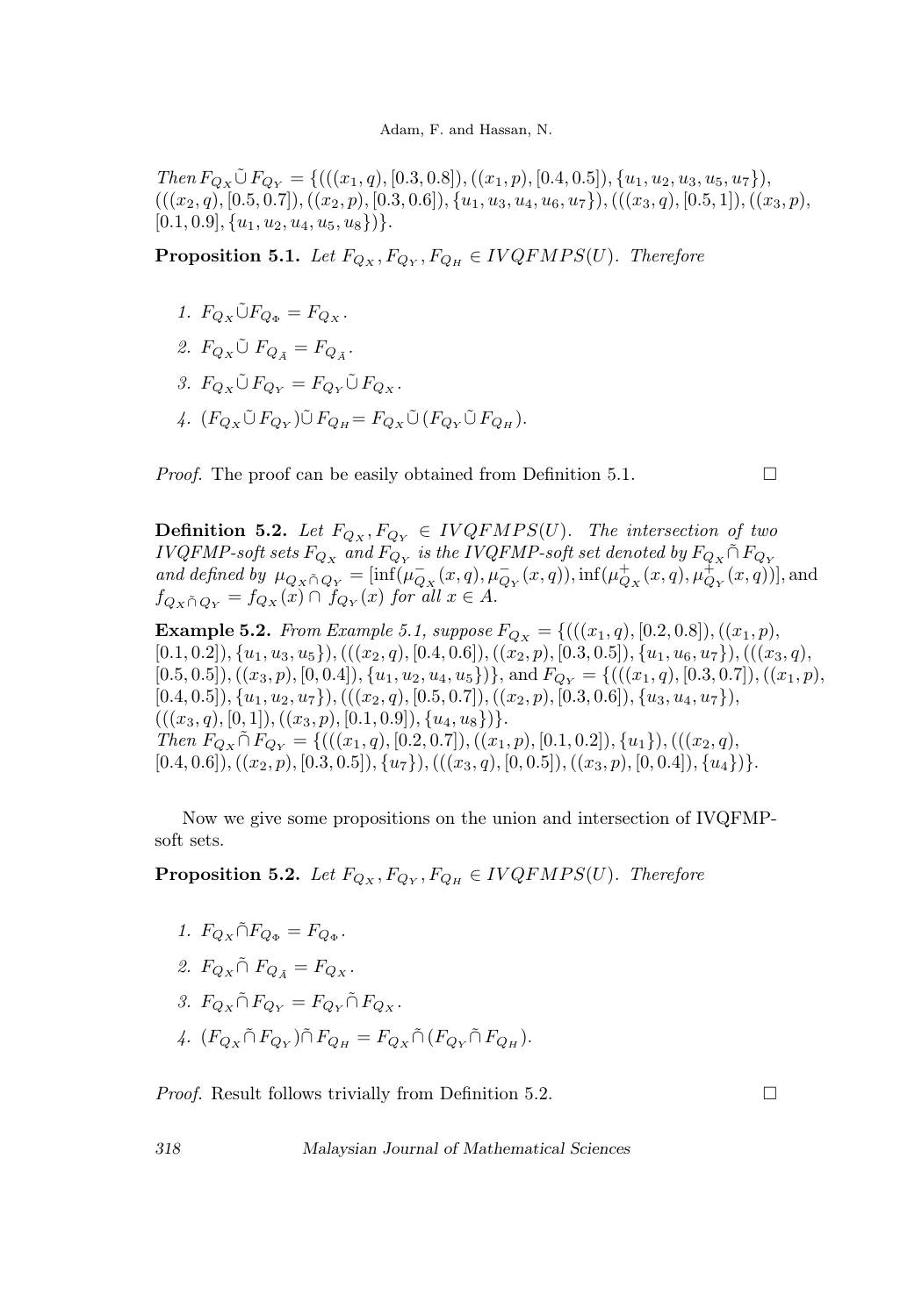*Then* $F_{Q_X} \tilde{\cup} F_{Q_Y} = \{(((x_1, q), [0.3, 0.8]), ((x_1, p), [0.4, 0.5]), \{u_1, u_2, u_3, u_5, u_7\}), (((x_2, q), [0.5, 0.7]), ((x_2, p), [0.3, 0.6]), \{u_1, u_3, u_4, u_6, u_7\}), (((x_3, q), [0.5, 1]), ((x_3, p), [0.1, 0.9], \{u_1, u_2, u_4, u_5, u_8\})\}$.

**Proposition 5.1.** *Let* $F_{Q_X}, F_{Q_Y}, F_{Q_H} \in IVQFMPS(U)$. *Therefore*

1. $F_{Q_X} \tilde{\cup} F_{Q_\Phi} = F_{Q_X}$.
2. $F_{Q_X} \tilde{\cup}\ F_{Q_{\tilde{A}}} = F_{Q_{\tilde{A}}}$.
3. $F_{Q_X} \tilde{\cup} F_{Q_Y} = F_{Q_Y} \tilde{\cup} F_{Q_X}$.
4. $(F_{Q_X} \tilde{\cup} F_{Q_Y}) \tilde{\cup} F_{Q_H} = F_{Q_X} \tilde{\cup} (F_{Q_Y} \tilde{\cup} F_{Q_H})$.

*Proof.* The proof can be easily obtained from Definition 5.1. □

**Definition 5.2.** *Let* $F_{Q_X}, F_{Q_Y} \in IVQFMPS(U)$. *The intersection of two IVQFMP-soft sets* $F_{Q_X}$ *and* $F_{Q_Y}$ *is the IVQFMP-soft set denoted by* $F_{Q_X} \tilde{\cap} F_{Q_Y}$ *and defined by* $\mu_{Q_X \tilde{\cap} Q_Y} = [\inf(\mu^-_{Q_X}(x, q), \mu^-_{Q_Y}(x, q)), \inf(\mu^+_{Q_X}(x, q), \mu^+_{Q_Y}(x, q))]$, and $f_{Q_X \tilde{\cap} Q_Y} = f_{Q_X}(x) \cap f_{Q_Y}(x)$ *for all* $x \in A$.

**Example 5.2.** *From Example 5.1, suppose* $F_{Q_X} = \{(((x_1, q), [0.2, 0.8]), ((x_1, p), [0.1, 0.2]), \{u_1, u_3, u_5\}), (((x_2, q), [0.4, 0.6]), ((x_2, p), [0.3, 0.5]), \{u_1, u_6, u_7\}), (((x_3, q), [0.5, 0.5]), ((x_3, p), [0, 0.4]), \{u_1, u_2, u_4, u_5\})\}$, and $F_{Q_Y} = \{(((x_1, q), [0.3, 0.7]), ((x_1, p), [0.4, 0.5]), \{u_1, u_2, u_7\}), (((x_2, q), [0.5, 0.7]), ((x_2, p), [0.3, 0.6]), \{u_3, u_4, u_7\}), (((x_3, q), [0, 1]), ((x_3, p), [0.1, 0.9]), \{u_4, u_8\})\}$.
*Then* $F_{Q_X} \tilde{\cap} F_{Q_Y} = \{(((x_1, q), [0.2, 0.7]), ((x_1, p), [0.1, 0.2]), \{u_1\}), (((x_2, q), [0.4, 0.6]), ((x_2, p), [0.3, 0.5]), \{u_7\}), (((x_3, q), [0, 0.5]), ((x_3, p), [0, 0.4]), \{u_4\})\}$.

Now we give some propositions on the union and intersection of IVQFMP-soft sets.

**Proposition 5.2.** *Let* $F_{Q_X}, F_{Q_Y}, F_{Q_H} \in IVQFMPS(U)$. *Therefore*

1. $F_{Q_X} \tilde{\cap} F_{Q_\Phi} = F_{Q_\Phi}$.
2. $F_{Q_X} \tilde{\cap}\ F_{Q_{\tilde{A}}} = F_{Q_X}$.
3. $F_{Q_X} \tilde{\cap} F_{Q_Y} = F_{Q_Y} \tilde{\cap} F_{Q_X}$.
4. $(F_{Q_X} \tilde{\cap} F_{Q_Y}) \tilde{\cap} F_{Q_H} = F_{Q_X} \tilde{\cap} (F_{Q_Y} \tilde{\cap} F_{Q_H})$.

*Proof.* Result follows trivially from Definition 5.2. □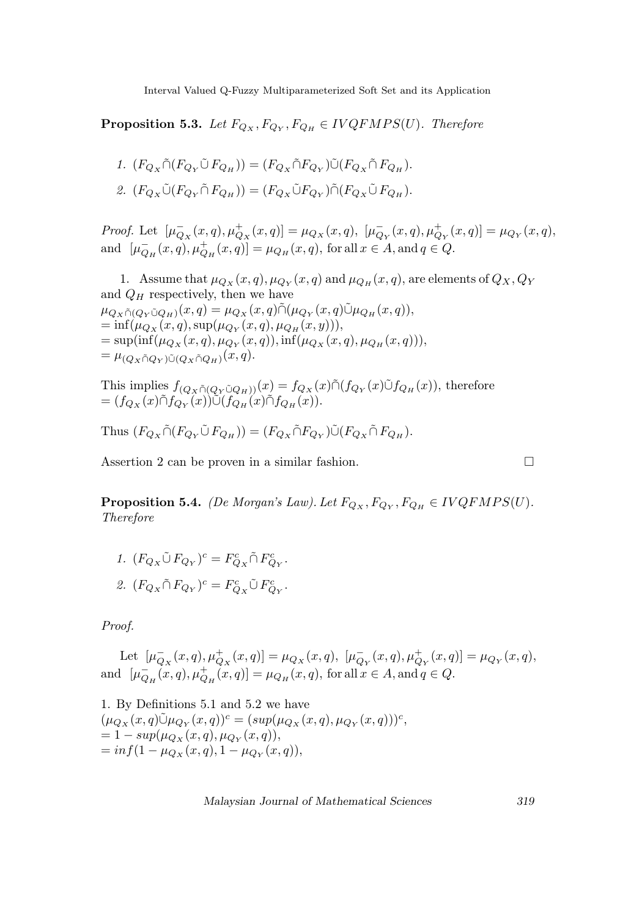**Proposition 5.3.** *Let $F_{Q_X}, F_{Q_Y}, F_{Q_H} \in IVQFMPS(U)$. Therefore*

1. $(F_{Q_X} \tilde{\cap} (F_{Q_Y} \tilde{\cup} F_{Q_H})) = (F_{Q_X} \tilde{\cap} F_{Q_Y}) \tilde{\cup} (F_{Q_X} \tilde{\cap} F_{Q_H})$.
2. $(F_{Q_X} \tilde{\cup} (F_{Q_Y} \tilde{\cap} F_{Q_H})) = (F_{Q_X} \tilde{\cup} F_{Q_Y}) \tilde{\cap} (F_{Q_X} \tilde{\cup} F_{Q_H})$.

*Proof.* Let $[\mu^-_{Q_X}(x,q), \mu^+_{Q_X}(x,q)] = \mu_{Q_X}(x,q)$, $[\mu^-_{Q_Y}(x,q), \mu^+_{Q_Y}(x,q)] = \mu_{Q_Y}(x,q)$, and $[\mu^-_{Q_H}(x,q), \mu^+_{Q_H}(x,q)] = \mu_{Q_H}(x,q)$, for all $x \in A$, and $q \in Q$.

1. Assume that $\mu_{Q_X}(x,q), \mu_{Q_Y}(x,q)$ and $\mu_{Q_H}(x,q)$, are elements of $Q_X, Q_Y$ and $Q_H$ respectively, then we have
$\mu_{Q_X \tilde{\cap} (Q_Y \tilde{\cup} Q_H)}(x,q) = \mu_{Q_X}(x,q) \tilde{\cap} (\mu_{Q_Y}(x,q) \tilde{\cup} \mu_{Q_H}(x,q))$,
$= \inf(\mu_{Q_X}(x,q), \sup(\mu_{Q_Y}(x,q), \mu_{Q_H}(x,y)))$,
$= \sup(\inf(\mu_{Q_X}(x,q), \mu_{Q_Y}(x,q)), \inf(\mu_{Q_X}(x,q), \mu_{Q_H}(x,q)))$,
$= \mu_{(Q_X \tilde{\cap} Q_Y) \tilde{\cup} (Q_X \tilde{\cap} Q_H)}(x,q)$.

This implies $f_{(Q_X \tilde{\cap} (Q_Y \tilde{\cup} Q_H))}(x) = f_{Q_X}(x) \tilde{\cap} (f_{Q_Y}(x) \tilde{\cup} f_{Q_H}(x))$, therefore
$= (f_{Q_X}(x) \tilde{\cap} f_{Q_Y}(x)) \tilde{\cup} (f_{Q_H}(x) \tilde{\cap} f_{Q_H}(x))$.

Thus $(F_{Q_X} \tilde{\cap} (F_{Q_Y} \tilde{\cup} F_{Q_H})) = (F_{Q_X} \tilde{\cap} F_{Q_Y}) \tilde{\cup} (F_{Q_X} \tilde{\cap} F_{Q_H})$.

Assertion 2 can be proven in a similar fashion. □

**Proposition 5.4.** *(De Morgan's Law). Let $F_{Q_X}, F_{Q_Y}, F_{Q_H} \in IVQFMPS(U)$. Therefore*

1. $(F_{Q_X} \tilde{\cup} F_{Q_Y})^c = F^c_{Q_X} \tilde{\cap} F^c_{Q_Y}$.
2. $(F_{Q_X} \tilde{\cap} F_{Q_Y})^c = F^c_{Q_X} \tilde{\cup} F^c_{Q_Y}$.

*Proof.*

Let $[\mu^-_{Q_X}(x,q), \mu^+_{Q_X}(x,q)] = \mu_{Q_X}(x,q)$, $[\mu^-_{Q_Y}(x,q), \mu^+_{Q_Y}(x,q)] = \mu_{Q_Y}(x,q)$, and $[\mu^-_{Q_H}(x,q), \mu^+_{Q_H}(x,q)] = \mu_{Q_H}(x,q)$, for all $x \in A$, and $q \in Q$.

1. By Definitions 5.1 and 5.2 we have
$(\mu_{Q_X}(x,q) \tilde{\cup} \mu_{Q_Y}(x,q))^c = (sup(\mu_{Q_X}(x,q), \mu_{Q_Y}(x,q)))^c$,
$= 1 - sup(\mu_{Q_X}(x,q), \mu_{Q_Y}(x,q))$,
$= inf(1 - \mu_{Q_X}(x,q), 1 - \mu_{Q_Y}(x,q))$,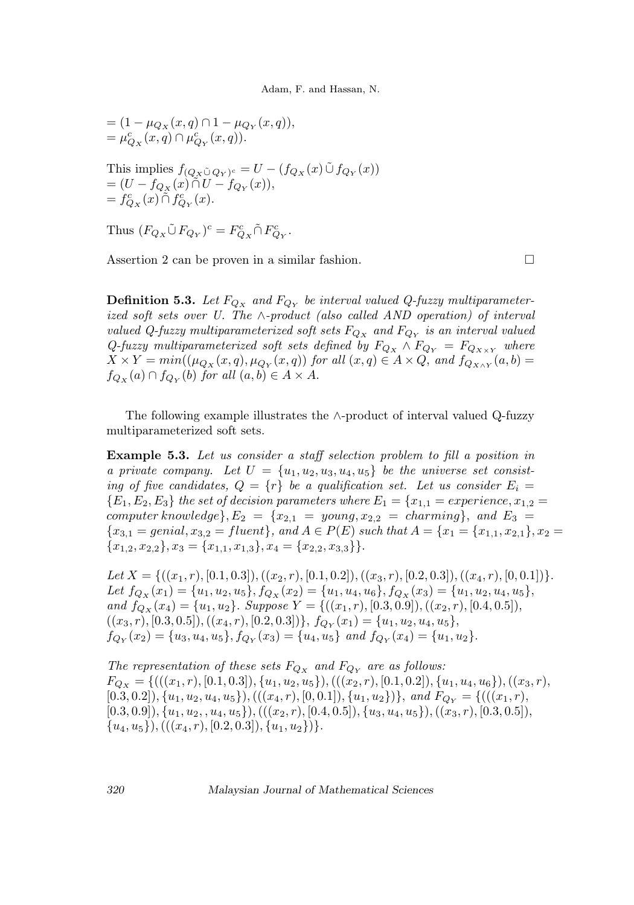$= (1 - \mu_{Q_X}(x,q) \cap 1 - \mu_{Q_Y}(x,q)),$
$= \mu^c_{Q_X}(x,q) \cap \mu^c_{Q_Y}(x,q)).$

This implies $f_{(Q_X \tilde{\cup} Q_Y)^c} = U - (f_{Q_X}(x) \tilde{\cup} f_{Q_Y}(x))$
$= (U - f_{Q_X}(x) \tilde{\cap} U - f_{Q_Y}(x)),$
$= f^c_{Q_X}(x) \tilde{\cap} f^c_{Q_Y}(x).$

Thus $(F_{Q_X} \tilde{\cup} F_{Q_Y})^c = F^c_{Q_X} \tilde{\cap} F^c_{Q_Y}.$

Assertion 2 can be proven in a similar fashion. □

**Definition 5.3.** *Let $F_{Q_X}$ and $F_{Q_Y}$ be interval valued Q-fuzzy multiparameterized soft sets over U. The $\wedge$-product (also called AND operation) of interval valued Q-fuzzy multiparameterized soft sets $F_{Q_X}$ and $F_{Q_Y}$ is an interval valued Q-fuzzy multiparameterized soft sets defined by $F_{Q_X} \wedge F_{Q_Y} = F_{Q_{X \times Y}}$ where $X \times Y = min((\mu_{Q_X}(x,q), \mu_{Q_Y}(x,q))$ for all $(x,q) \in A \times Q$, and $f_{Q_{X \wedge Y}}(a,b) = f_{Q_X}(a) \cap f_{Q_Y}(b)$ for all $(a,b) \in A \times A$.*

The following example illustrates the $\wedge$-product of interval valued Q-fuzzy multiparameterized soft sets.

**Example 5.3.** *Let us consider a staff selection problem to fill a position in a private company. Let $U = \{u_1, u_2, u_3, u_4, u_5\}$ be the universe set consisting of five candidates, $Q = \{r\}$ be a qualification set. Let us consider $E_i = \{E_1, E_2, E_3\}$ the set of decision parameters where $E_1 = \{x_{1,1} = experience, x_{1,2} = computer\, knowledge\}, E_2 = \{x_{2,1} = young, x_{2,2} = charming\}$, and $E_3 = \{x_{3,1} = genial, x_{3,2} = fluent\}$, and $A \in P(E)$ such that $A = \{x_1 = \{x_{1,1}, x_{2,1}\}, x_2 = \{x_{1,2}, x_{2,2}\}, x_3 = \{x_{1,1}, x_{1,3}\}, x_4 = \{x_{2,2}, x_{3,3}\}\}$.*

*Let $X = \{((x_1,r),[0.1,0.3]), ((x_2,r),[0.1,0.2]), ((x_3,r),[0.2,0.3]), ((x_4,r),[0,0.1])\}$. Let $f_{Q_X}(x_1) = \{u_1,u_2,u_5\}, f_{Q_X}(x_2) = \{u_1,u_4,u_6\}, f_{Q_X}(x_3) = \{u_1,u_2,u_4,u_5\}$, and $f_{Q_X}(x_4) = \{u_1,u_2\}$. Suppose $Y = \{((x_1,r),[0.3,0.9]), ((x_2,r),[0.4,0.5]), ((x_3,r),[0.3,0.5]), ((x_4,r),[0.2,0.3])\}$, $f_{Q_Y}(x_1) = \{u_1,u_2,u_4,u_5\}$, $f_{Q_Y}(x_2) = \{u_3,u_4,u_5\}, f_{Q_Y}(x_3) = \{u_4,u_5\}$ and $f_{Q_Y}(x_4) = \{u_1,u_2\}$.*

*The representation of these sets $F_{Q_X}$ and $F_{Q_Y}$ are as follows:*
$F_{Q_X} = \{(((x_1,r),[0.1,0.3]),\{u_1,u_2,u_5\}), (((x_2,r),[0.1,0.2]),\{u_1,u_4,u_6\}), ((x_3,r), [0.3,0.2]),\{u_1,u_2,u_4,u_5\}), (((x_4,r),[0,0.1]),\{u_1,u_2\})\}$, *and* $F_{Q_Y} = \{(((x_1,r), [0.3,0.9]),\{u_1,u_2,,u_4,u_5\}), (((x_2,r),[0.4,0.5]),\{u_3,u_4,u_5\}), ((x_3,r),[0.3,0.5]), \{u_4,u_5\}), (((x_4,r),[0.2,0.3]),\{u_1,u_2\})\}$.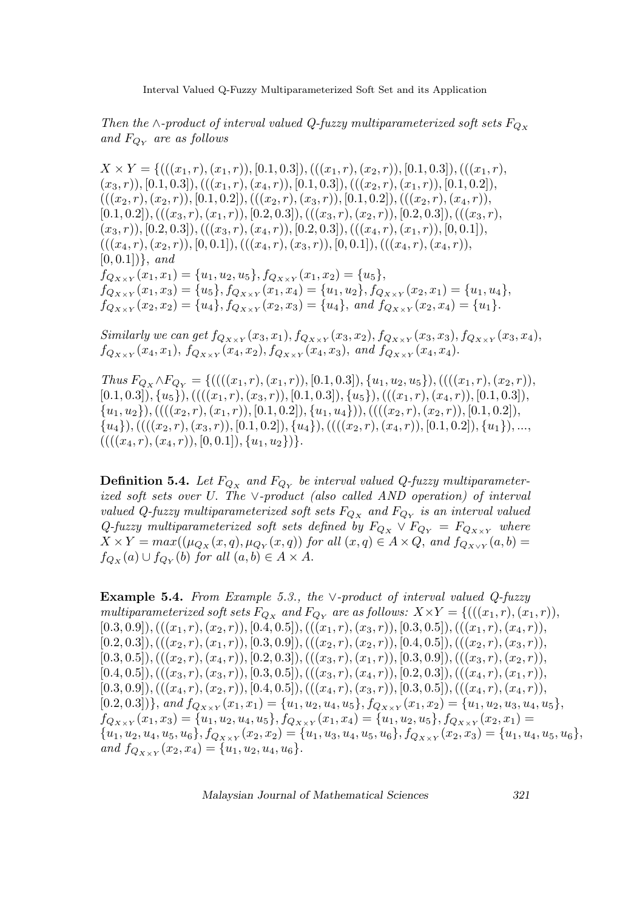*Then the* $\wedge$*-product of interval valued Q-fuzzy multiparameterized soft sets* $F_{Q_X}$ *and* $F_{Q_Y}$ *are as follows*

$X \times Y = \{(((x_1,r),(x_1,r)),[0.1,0.3]),(((x_1,r),(x_2,r)),[0.1,0.3]),(((x_1,r),(x_3,r)),[0.1,0.3]),(((x_1,r),(x_4,r)),[0.1,0.3]),(((x_2,r),(x_1,r)),[0.1,0.2]),(((x_2,r),(x_2,r)),[0.1,0.2]),(((x_2,r),(x_3,r)),[0.1,0.2]),(((x_2,r),(x_4,r)),[0.1,0.2]),(((x_3,r),(x_1,r)),[0.2,0.3]),(((x_3,r),(x_2,r)),[0.2,0.3]),(((x_3,r),(x_3,r)),[0.2,0.3]),(((x_3,r),(x_4,r)),[0.2,0.3]),(((x_4,r),(x_1,r)),[0,0.1]),(((x_4,r),(x_2,r)),[0,0.1]),(((x_4,r),(x_3,r)),[0,0.1]),(((x_4,r),(x_4,r)),[0,0.1])\}$, *and*
$f_{Q_{X\times Y}}(x_1,x_1)=\{u_1,u_2,u_5\}, f_{Q_{X\times Y}}(x_1,x_2)=\{u_5\}$,
$f_{Q_{X\times Y}}(x_1,x_3)=\{u_5\}, f_{Q_{X\times Y}}(x_1,x_4)=\{u_1,u_2\}, f_{Q_{X\times Y}}(x_2,x_1)=\{u_1,u_4\}$,
$f_{Q_{X\times Y}}(x_2,x_2)=\{u_4\}, f_{Q_{X\times Y}}(x_2,x_3)=\{u_4\}$, *and* $f_{Q_{X\times Y}}(x_2,x_4)=\{u_1\}$.

*Similarly we can get* $f_{Q_{X\times Y}}(x_3,x_1), f_{Q_{X\times Y}}(x_3,x_2), f_{Q_{X\times Y}}(x_3,x_3), f_{Q_{X\times Y}}(x_3,x_4)$, $f_{Q_{X\times Y}}(x_4,x_1)$, $f_{Q_{X\times Y}}(x_4,x_2), f_{Q_{X\times Y}}(x_4,x_3)$, *and* $f_{Q_{X\times Y}}(x_4,x_4)$.

*Thus* $F_{Q_X} \wedge F_{Q_Y} = \{((((x_1,r),(x_1,r)),[0.1,0.3]),\{u_1,u_2,u_5\}),((((x_1,r),(x_2,r)),[0.1,0.3]),\{u_5\}),((((x_1,r),(x_3,r)),[0.1,0.3]),\{u_5\}),(((x_1,r),(x_4,r)),[0.1,0.3]),\{u_1,u_2\}),((((x_2,r),(x_1,r)),[0.1,0.2]),\{u_1,u_4\})),((((x_2,r),(x_2,r)),[0.1,0.2]),\{u_4\}),((((x_2,r),(x_3,r)),[0.1,0.2]),\{u_4\}),((((x_2,r),(x_4,r)),[0.1,0.2]),\{u_1\}),...,((((x_4,r),(x_4,r)),[0,0.1]),\{u_1,u_2\})\}$.

**Definition 5.4.** *Let* $F_{Q_X}$ *and* $F_{Q_Y}$ *be interval valued Q-fuzzy multiparameterized soft sets over U. The* $\vee$*-product (also called AND operation) of interval valued Q-fuzzy multiparameterized soft sets* $F_{Q_X}$ *and* $F_{Q_Y}$ *is an interval valued Q-fuzzy multiparameterized soft sets defined by* $F_{Q_X} \vee F_{Q_Y} = F_{Q_{X\times Y}}$ *where* $X \times Y = max((\mu_{Q_X}(x,q),\mu_{Q_Y}(x,q))$ *for all* $(x,q) \in A \times Q$, *and* $f_{Q_{X\vee Y}}(a,b) = f_{Q_X}(a) \cup f_{Q_Y}(b)$ *for all* $(a,b) \in A \times A$.

**Example 5.4.** *From Example 5.3., the* $\vee$*-product of interval valued Q-fuzzy multiparameterized soft sets* $F_{Q_X}$ *and* $F_{Q_Y}$ *are as follows:* $X \times Y = \{(((x_1,r),(x_1,r)),[0.3,0.9]),(((x_1,r),(x_2,r)),[0.4,0.5]),(((x_1,r),(x_3,r)),[0.3,0.5]),(((x_1,r),(x_4,r)),[0.2,0.3]),(((x_2,r),(x_1,r)),[0.3,0.9]),(((x_2,r),(x_2,r)),[0.4,0.5]),(((x_2,r),(x_3,r)),[0.3,0.5]),(((x_2,r),(x_4,r)),[0.2,0.3]),(((x_3,r),(x_1,r)),[0.3,0.9]),(((x_3,r),(x_2,r)),[0.4,0.5]),(((x_3,r),(x_3,r)),[0.3,0.5]),(((x_3,r),(x_4,r)),[0.2,0.3]),(((x_4,r),(x_1,r)),[0.3,0.9]),(((x_4,r),(x_2,r)),[0.4,0.5]),(((x_4,r),(x_3,r)),[0.3,0.5]),(((x_4,r),(x_4,r)),[0.2,0.3])\}$, *and* $f_{Q_{X\times Y}}(x_1,x_1)=\{u_1,u_2,u_4,u_5\}, f_{Q_{X\times Y}}(x_1,x_2)=\{u_1,u_2,u_3,u_4,u_5\}$, $f_{Q_{X\times Y}}(x_1,x_3)=\{u_1,u_2,u_4,u_5\}, f_{Q_{X\times Y}}(x_1,x_4)=\{u_1,u_2,u_5\}, f_{Q_{X\times Y}}(x_2,x_1)=\{u_1,u_2,u_4,u_5,u_6\}, f_{Q_{X\times Y}}(x_2,x_2)=\{u_1,u_3,u_4,u_5,u_6\}, f_{Q_{X\times Y}}(x_2,x_3)=\{u_1,u_4,u_5,u_6\}$, *and* $f_{Q_{X\times Y}}(x_2,x_4)=\{u_1,u_2,u_4,u_6\}$.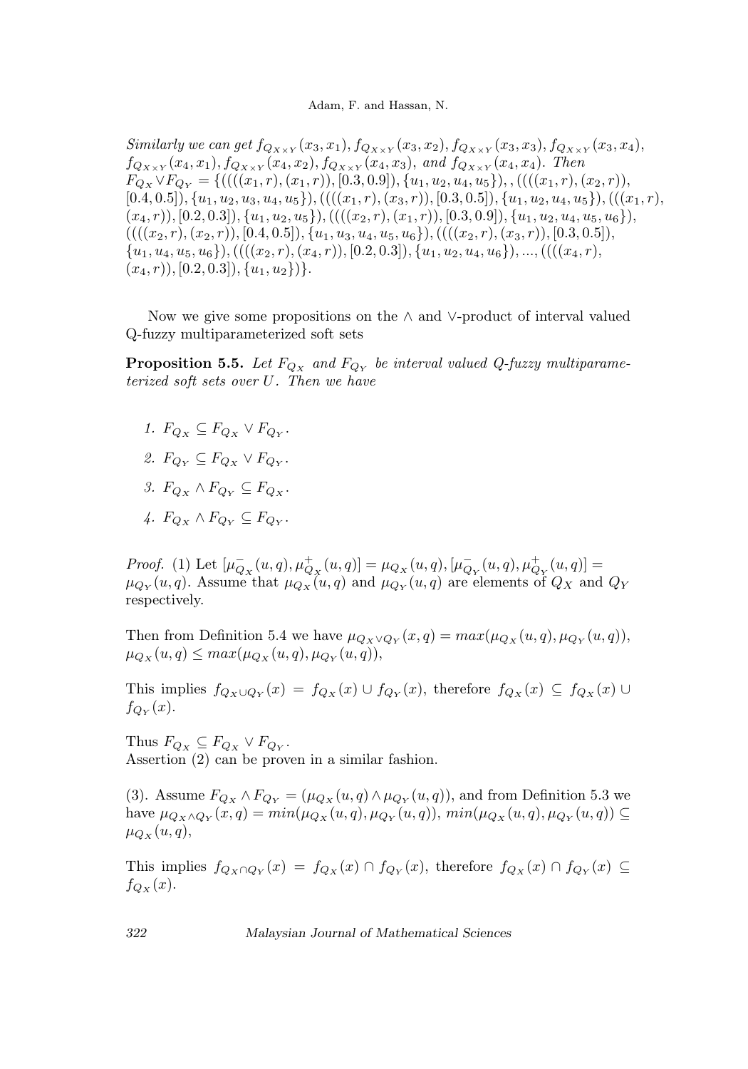*Similarly we can get* $f_{Q_{X\times Y}}(x_3,x_1), f_{Q_{X\times Y}}(x_3,x_2), f_{Q_{X\times Y}}(x_3,x_3), f_{Q_{X\times Y}}(x_3,x_4)$, $f_{Q_{X\times Y}}(x_4,x_1), f_{Q_{X\times Y}}(x_4,x_2), f_{Q_{X\times Y}}(x_4,x_3)$, *and* $f_{Q_{X\times Y}}(x_4,x_4)$. *Then* $F_{Q_X} \vee F_{Q_Y} = \{((((x_1,r),(x_1,r)),[0.3,0.9]),\{u_1,u_2,u_4,u_5\}),,((((x_1,r),(x_2,r)),[0.4,0.5]),\{u_1,u_2,u_3,u_4,u_5\}),((((x_1,r),(x_3,r)),[0.3,0.5]),\{u_1,u_2,u_4,u_5\}),(((x_1,r),(x_4,r)),[0.2,0.3]),\{u_1,u_2,u_5\}),((((x_2,r),(x_1,r)),[0.3,0.9]),\{u_1,u_2,u_4,u_5,u_6\}),((((x_2,r),(x_2,r)),[0.4,0.5]),\{u_1,u_3,u_4,u_5,u_6\}),((((x_2,r),(x_3,r)),[0.3,0.5]),\{u_1,u_4,u_5,u_6\}),((((x_2,r),(x_4,r)),[0.2,0.3]),\{u_1,u_2,u_4,u_6\}),...,((((x_4,r),(x_4,r)),[0.2,0.3]),\{u_1,u_2\})\}$.

Now we give some propositions on the $\wedge$ and $\vee$-product of interval valued Q-fuzzy multiparameterized soft sets

**Proposition 5.5.** *Let $F_{Q_X}$ and $F_{Q_Y}$ be interval valued Q-fuzzy multiparameterized soft sets over $U$. Then we have*

1. $F_{Q_X} \subseteq F_{Q_X} \vee F_{Q_Y}$.
2. $F_{Q_Y} \subseteq F_{Q_X} \vee F_{Q_Y}$.
3. $F_{Q_X} \wedge F_{Q_Y} \subseteq F_{Q_X}$.
4. $F_{Q_X} \wedge F_{Q_Y} \subseteq F_{Q_Y}$.

*Proof.* (1) Let $[\mu^-_{Q_X}(u,q), \mu^+_{Q_X}(u,q)] = \mu_{Q_X}(u,q), [\mu^-_{Q_Y}(u,q), \mu^+_{Q_Y}(u,q)] = \mu_{Q_Y}(u,q)$. Assume that $\mu_{Q_X}(u,q)$ and $\mu_{Q_Y}(u,q)$ are elements of $Q_X$ and $Q_Y$ respectively.

Then from Definition 5.4 we have $\mu_{Q_X \vee Q_Y}(x,q) = max(\mu_{Q_X}(u,q), \mu_{Q_Y}(u,q))$, $\mu_{Q_X}(u,q) \leq max(\mu_{Q_X}(u,q), \mu_{Q_Y}(u,q))$,

This implies $f_{Q_X \cup Q_Y}(x) = f_{Q_X}(x) \cup f_{Q_Y}(x)$, therefore $f_{Q_X}(x) \subseteq f_{Q_X}(x) \cup f_{Q_Y}(x)$.

Thus $F_{Q_X} \subseteq F_{Q_X} \vee F_{Q_Y}$.
Assertion (2) can be proven in a similar fashion.

(3). Assume $F_{Q_X} \wedge F_{Q_Y} = (\mu_{Q_X}(u,q) \wedge \mu_{Q_Y}(u,q))$, and from Definition 5.3 we have $\mu_{Q_X \wedge Q_Y}(x,q) = min(\mu_{Q_X}(u,q), \mu_{Q_Y}(u,q))$, $min(\mu_{Q_X}(u,q), \mu_{Q_Y}(u,q)) \subseteq \mu_{Q_X}(u,q)$,

This implies $f_{Q_X \cap Q_Y}(x) = f_{Q_X}(x) \cap f_{Q_Y}(x)$, therefore $f_{Q_X}(x) \cap f_{Q_Y}(x) \subseteq f_{Q_X}(x)$.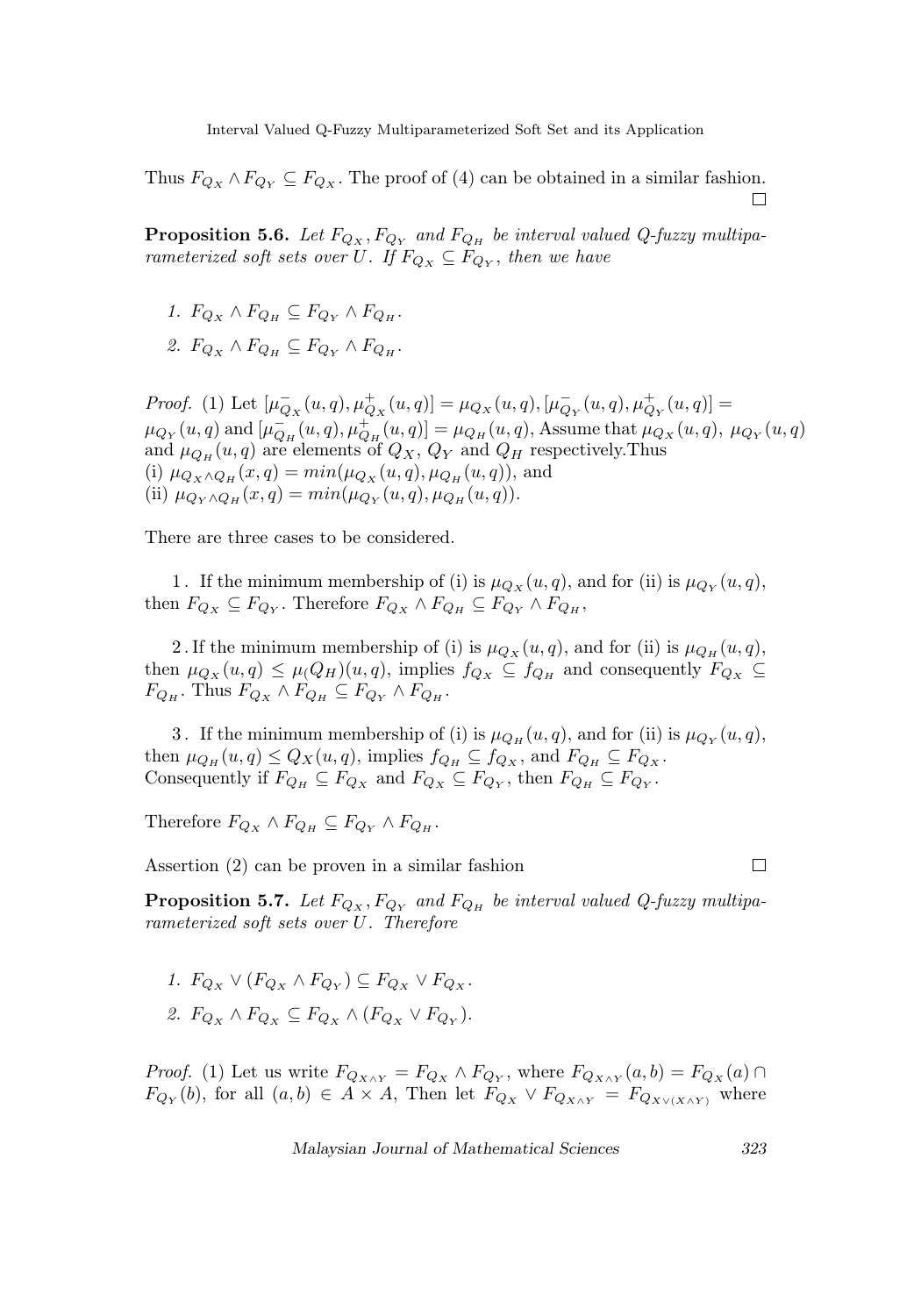Thus $F_{Q_X} \wedge F_{Q_Y} \subseteq F_{Q_X}$. The proof of (4) can be obtained in a similar fashion. □

**Proposition 5.6.** *Let $F_{Q_X}, F_{Q_Y}$ and $F_{Q_H}$ be interval valued Q-fuzzy multiparameterized soft sets over $U$. If $F_{Q_X} \subseteq F_{Q_Y}$, then we have*

1. $F_{Q_X} \wedge F_{Q_H} \subseteq F_{Q_Y} \wedge F_{Q_H}$.
2. $F_{Q_X} \wedge F_{Q_H} \subseteq F_{Q_Y} \wedge F_{Q_H}$.

*Proof.* (1) Let $[\mu^-_{Q_X}(u,q), \mu^+_{Q_X}(u,q)] = \mu_{Q_X}(u,q), [\mu^-_{Q_Y}(u,q), \mu^+_{Q_Y}(u,q)] = \mu_{Q_Y}(u,q)$ and $[\mu^-_{Q_H}(u,q), \mu^+_{Q_H}(u,q)] = \mu_{Q_H}(u,q)$, Assume that $\mu_{Q_X}(u,q),\ \mu_{Q_Y}(u,q)$ and $\mu_{Q_H}(u,q)$ are elements of $Q_X$, $Q_Y$ and $Q_H$ respectively.Thus
(i) $\mu_{Q_X \wedge Q_H}(x,q) = min(\mu_{Q_X}(u,q), \mu_{Q_H}(u,q))$, and
(ii) $\mu_{Q_Y \wedge Q_H}(x,q) = min(\mu_{Q_Y}(u,q), \mu_{Q_H}(u,q))$.

There are three cases to be considered.

1 . If the minimum membership of (i) is $\mu_{Q_X}(u,q)$, and for (ii) is $\mu_{Q_Y}(u,q)$, then $F_{Q_X} \subseteq F_{Q_Y}$. Therefore $F_{Q_X} \wedge F_{Q_H} \subseteq F_{Q_Y} \wedge F_{Q_H}$,

2 . If the minimum membership of (i) is $\mu_{Q_X}(u,q)$, and for (ii) is $\mu_{Q_H}(u,q)$, then $\mu_{Q_X}(u,q) \leq \mu_(Q_H)(u,q)$, implies $f_{Q_X} \subseteq f_{Q_H}$ and consequently $F_{Q_X} \subseteq F_{Q_H}$. Thus $F_{Q_X} \wedge F_{Q_H} \subseteq F_{Q_Y} \wedge F_{Q_H}$.

3 . If the minimum membership of (i) is $\mu_{Q_H}(u,q)$, and for (ii) is $\mu_{Q_Y}(u,q)$, then $\mu_{Q_H}(u,q) \leq Q_X(u,q)$, implies $f_{Q_H} \subseteq f_{Q_X}$, and $F_{Q_H} \subseteq F_{Q_X}$. Consequently if $F_{Q_H} \subseteq F_{Q_X}$ and $F_{Q_X} \subseteq F_{Q_Y}$, then $F_{Q_H} \subseteq F_{Q_Y}$.

Therefore $F_{Q_X} \wedge F_{Q_H} \subseteq F_{Q_Y} \wedge F_{Q_H}$.

Assertion (2) can be proven in a similar fashion □

**Proposition 5.7.** *Let $F_{Q_X}, F_{Q_Y}$ and $F_{Q_H}$ be interval valued Q-fuzzy multiparameterized soft sets over $U$. Therefore*

1. $F_{Q_X} \vee (F_{Q_X} \wedge F_{Q_Y}) \subseteq F_{Q_X} \vee F_{Q_X}$.
2. $F_{Q_X} \wedge F_{Q_X} \subseteq F_{Q_X} \wedge (F_{Q_X} \vee F_{Q_Y})$.

*Proof.* (1) Let us write $F_{Q_{X \wedge Y}} = F_{Q_X} \wedge F_{Q_Y}$, where $F_{Q_{X \wedge Y}}(a,b) = F_{Q_X}(a) \cap F_{Q_Y}(b)$, for all $(a,b) \in A \times A$, Then let $F_{Q_X} \vee F_{Q_{X \wedge Y}} = F_{Q_{X \vee (X \wedge Y)}}$ where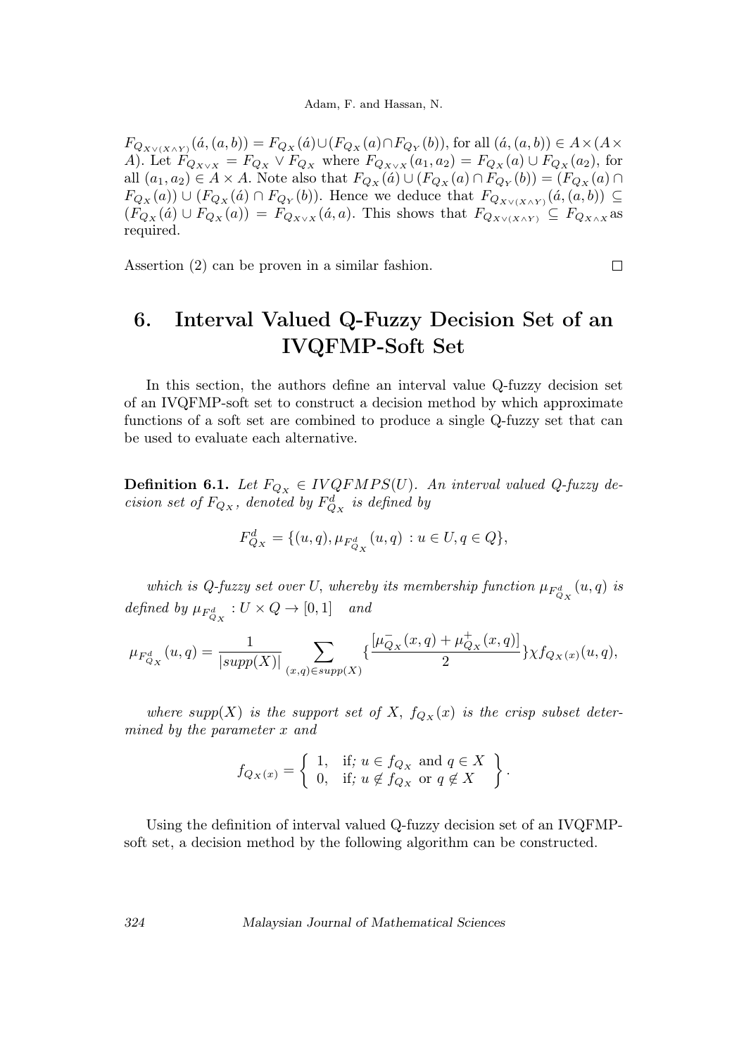$F_{Q_{X\vee(X\wedge Y)}}(\acute{a},(a,b)) = F_{Q_X}(\acute{a}) \cup (F_{Q_X}(a) \cap F_{Q_Y}(b))$, for all $(\acute{a},(a,b)) \in A \times (A \times A)$. Let $F_{Q_{X\vee X}} = F_{Q_X} \vee F_{Q_X}$ where $F_{Q_{X\vee X}}(a_1,a_2) = F_{Q_X}(a) \cup F_{Q_X}(a_2)$, for all $(a_1,a_2) \in A \times A$. Note also that $F_{Q_X}(\acute{a}) \cup (F_{Q_X}(a) \cap F_{Q_Y}(b)) = (F_{Q_X}(a) \cap F_{Q_X}(a)) \cup (F_{Q_X}(\acute{a}) \cap F_{Q_Y}(b))$. Hence we deduce that $F_{Q_{X\vee(X\wedge Y)}}(\acute{a},(a,b)) \subseteq (F_{Q_X}(\acute{a}) \cup F_{Q_X}(a)) = F_{Q_{X\vee X}}(\acute{a},a)$. This shows that $F_{Q_{X\vee(X\wedge Y)}} \subseteq F_{Q_{X\wedge X}}$ as required.

Assertion (2) can be proven in a similar fashion. □

# 6. Interval Valued Q-Fuzzy Decision Set of an IVQFMP-Soft Set

In this section, the authors define an interval value Q-fuzzy decision set of an IVQFMP-soft set to construct a decision method by which approximate functions of a soft set are combined to produce a single Q-fuzzy set that can be used to evaluate each alternative.

**Definition 6.1.** *Let $F_{Q_X} \in IVQFMPS(U)$. An interval valued Q-fuzzy decision set of $F_{Q_X}$, denoted by $F^d_{Q_X}$ is defined by*

$$F^d_{Q_X} = \{(u,q), \mu_{F^d_{Q_X}}(u,q) : u \in U, q \in Q\},$$

*which is Q-fuzzy set over U, whereby its membership function $\mu_{F^d_{Q_X}}(u,q)$ is defined by $\mu_{F^d_{Q_X}} : U \times Q \rightarrow [0,1]$ and*

$$\mu_{F^d_{Q_X}}(u,q) = \frac{1}{|supp(X)|} \sum_{(x,q)\in supp(X)} \{\frac{[\mu^-_{Q_X}(x,q) + \mu^+_{Q_X}(x,q)]}{2}\} \chi f_{Q_X(x)}(u,q),$$

*where $supp(X)$ is the support set of X, $f_{Q_X}(x)$ is the crisp subset determined by the parameter x and*

$$f_{Q_X(x)} = \left\{ \begin{array}{ll} 1, & \text{if; } u \in f_{Q_X} \text{ and } q \in X \\ 0, & \text{if; } u \notin f_{Q_X} \text{ or } q \notin X \end{array} \right\}.$$

Using the definition of interval valued Q-fuzzy decision set of an IVQFMP-soft set, a decision method by the following algorithm can be constructed.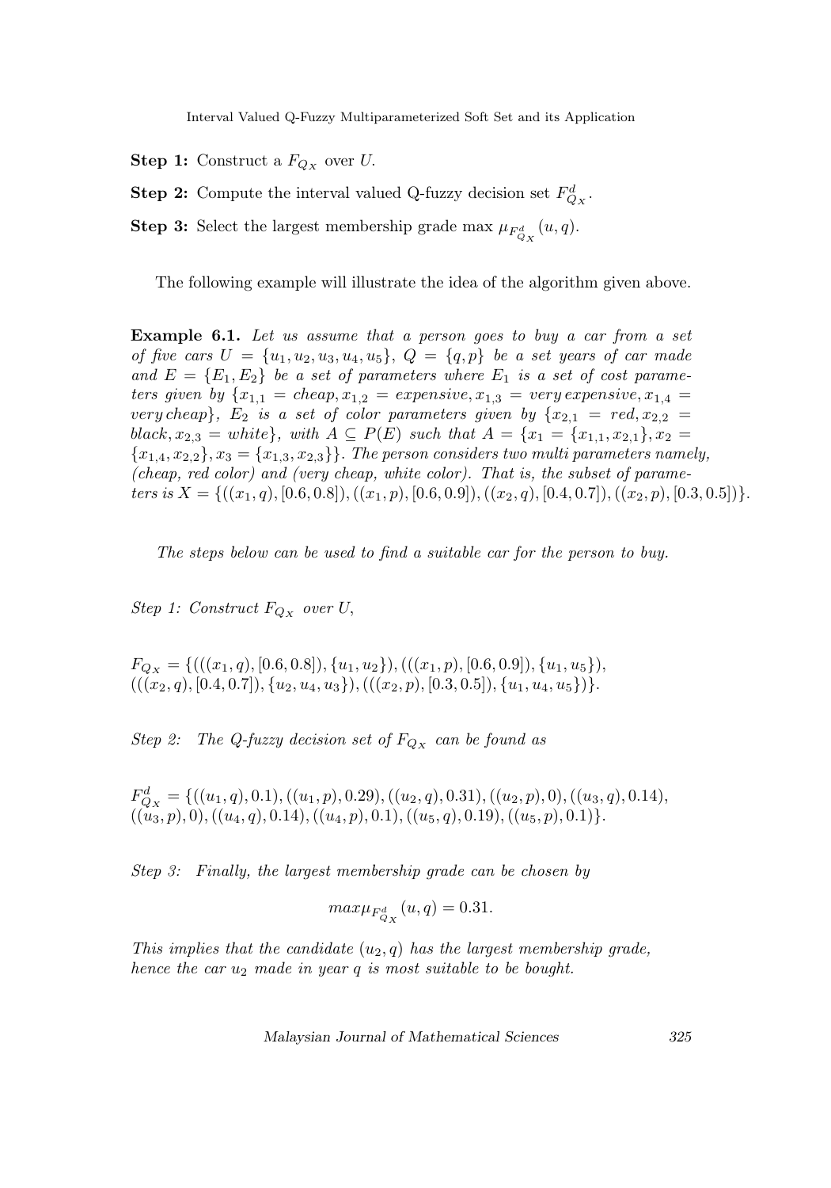**Step 1:** Construct a $F_{Q_X}$ over $U$.

**Step 2:** Compute the interval valued Q-fuzzy decision set $F^d_{Q_X}$.

**Step 3:** Select the largest membership grade max $\mu_{F^d_{Q_X}}(u,q)$.

The following example will illustrate the idea of the algorithm given above.

**Example 6.1.** *Let us assume that a person goes to buy a car from a set of five cars $U = \{u_1, u_2, u_3, u_4, u_5\}$, $Q = \{q, p\}$ be a set years of car made and $E = \{E_1, E_2\}$ be a set of parameters where $E_1$ is a set of cost parameters given by $\{x_{1,1} = cheap, x_{1,2} = expensive, x_{1,3} = very\, expensive, x_{1,4} = very\, cheap\}$, $E_2$ is a set of color parameters given by $\{x_{2,1} = red, x_{2,2} = black, x_{2,3} = white\}$, with $A \subseteq P(E)$ such that $A = \{x_1 = \{x_{1,1}, x_{2,1}\}, x_2 = \{x_{1,4}, x_{2,2}\}, x_3 = \{x_{1,3}, x_{2,3}\}\}$. The person considers two multi parameters namely, (cheap, red color) and (very cheap, white color). That is, the subset of parameters is $X = \{((x_1, q), [0.6, 0.8]), ((x_1, p), [0.6, 0.9]), ((x_2, q), [0.4, 0.7]), ((x_2, p), [0.3, 0.5])\}$.*

*The steps below can be used to find a suitable car for the person to buy.*

*Step 1: Construct $F_{Q_X}$ over $U$,*

$$F_{Q_X} = \{(((x_1, q), [0.6, 0.8]), \{u_1, u_2\}), (((x_1, p), [0.6, 0.9]), \{u_1, u_5\}), (((x_2, q), [0.4, 0.7]), \{u_2, u_4, u_3\}), (((x_2, p), [0.3, 0.5]), \{u_1, u_4, u_5\})\}.$$

*Step 2: The Q-fuzzy decision set of $F_{Q_X}$ can be found as*

$$F^d_{Q_X} = \{((u_1, q), 0.1), ((u_1, p), 0.29), ((u_2, q), 0.31), ((u_2, p), 0), ((u_3, q), 0.14), ((u_3, p), 0), ((u_4, q), 0.14), ((u_4, p), 0.1), ((u_5, q), 0.19), ((u_5, p), 0.1)\}.$$

*Step 3: Finally, the largest membership grade can be chosen by*

$$max\mu_{F^d_{Q_X}}(u, q) = 0.31.$$

*This implies that the candidate $(u_2, q)$ has the largest membership grade, hence the car $u_2$ made in year $q$ is most suitable to be bought.*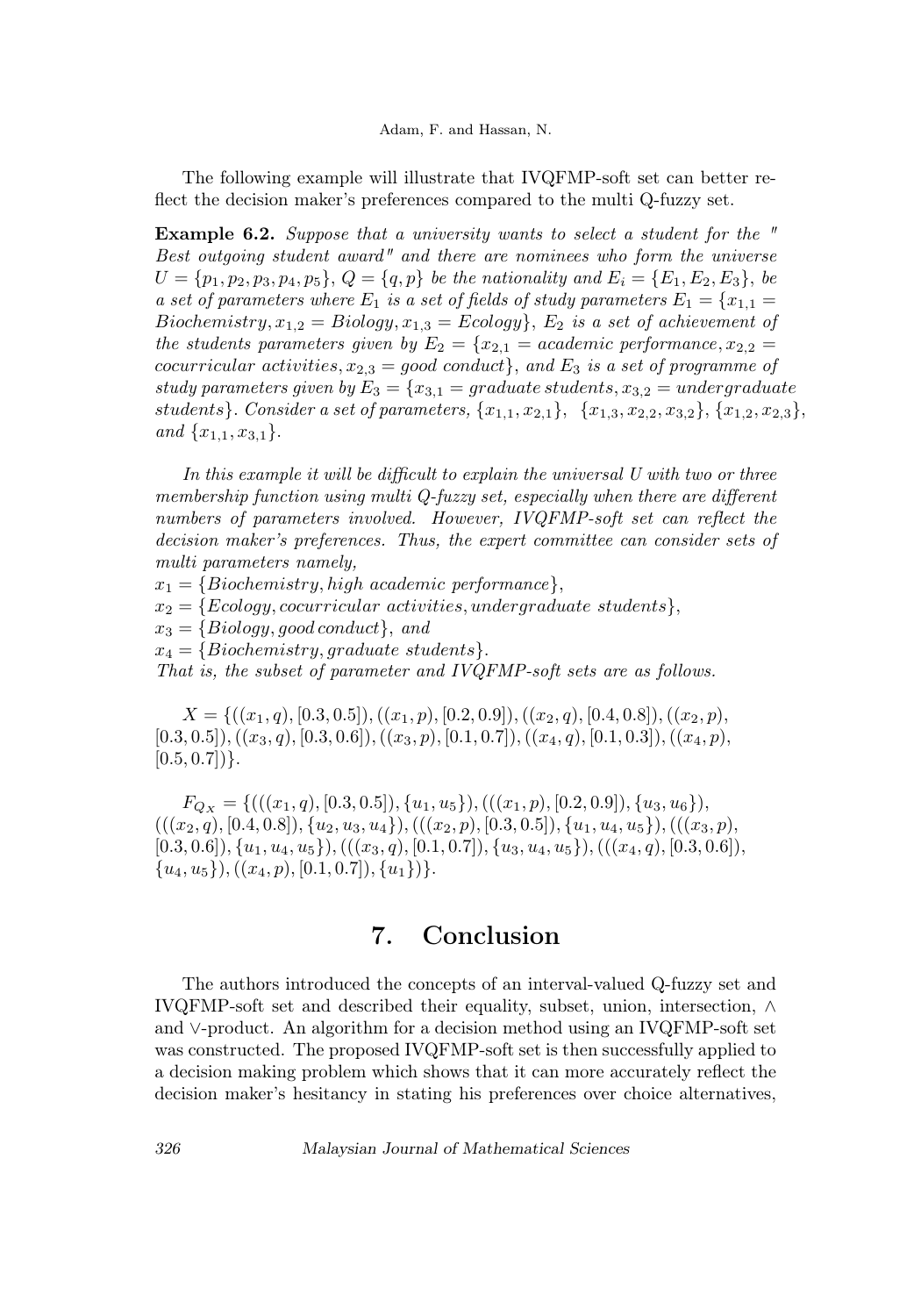The following example will illustrate that IVQFMP-soft set can better reflect the decision maker's preferences compared to the multi Q-fuzzy set.

**Example 6.2.** *Suppose that a university wants to select a student for the " Best outgoing student award" and there are nominees who form the universe* $U = \{p_1, p_2, p_3, p_4, p_5\}$, $Q = \{q, p\}$ *be the nationality and* $E_i = \{E_1, E_2, E_3\}$, *be a set of parameters where* $E_1$ *is a set of fields of study parameters* $E_1 = \{x_{1,1} = Biochemistry, x_{1,2} = Biology, x_{1,3} = Ecology\}$, $E_2$ *is a set of achievement of the students parameters given by* $E_2 = \{x_{2,1} = academic\ performance, x_{2,2} = cocurricular\ activities, x_{2,3} = good\ conduct\}$, *and* $E_3$ *is a set of programme of study parameters given by* $E_3 = \{x_{3,1} = graduate\ students, x_{3,2} = undergraduate\ students\}$. *Consider a set of parameters,* $\{x_{1,1}, x_{2,1}\}$, $\{x_{1,3}, x_{2,2}, x_{3,2}\}$, $\{x_{1,2}, x_{2,3}\}$, *and* $\{x_{1,1}, x_{3,1}\}$.

*In this example it will be difficult to explain the universal U with two or three membership function using multi Q-fuzzy set, especially when there are different numbers of parameters involved. However, IVQFMP-soft set can reflect the decision maker's preferences. Thus, the expert committee can consider sets of multi parameters namely,*

$x_1 = \{Biochemistry, high\ academic\ performance\}$,
$x_2 = \{Ecology, cocurricular\ activities, undergraduate\ students\}$,
$x_3 = \{Biology, good\, conduct\}$, *and*
$x_4 = \{Biochemistry, graduate\ students\}$.
*That is, the subset of parameter and IVQFMP-soft sets are as follows.*

$X = \{((x_1, q), [0.3, 0.5]), ((x_1, p), [0.2, 0.9]), ((x_2, q), [0.4, 0.8]), ((x_2, p), [0.3, 0.5]), ((x_3, q), [0.3, 0.6]), ((x_3, p), [0.1, 0.7]), ((x_4, q), [0.1, 0.3]), ((x_4, p), [0.5, 0.7])\}$.

$F_{Q_X} = \{(((x_1, q), [0.3, 0.5]), \{u_1, u_5\}), (((x_1, p), [0.2, 0.9]), \{u_3, u_6\}), (((x_2, q), [0.4, 0.8]), \{u_2, u_3, u_4\}), (((x_2, p), [0.3, 0.5]), \{u_1, u_4, u_5\}), (((x_3, p), [0.3, 0.6]), \{u_1, u_4, u_5\}), (((x_3, q), [0.1, 0.7]), \{u_3, u_4, u_5\}), (((x_4, q), [0.3, 0.6]), \{u_4, u_5\}), ((x_4, p), [0.1, 0.7]), \{u_1\})\}$.

## 7. Conclusion

The authors introduced the concepts of an interval-valued Q-fuzzy set and IVQFMP-soft set and described their equality, subset, union, intersection, $\wedge$ and $\vee$-product. An algorithm for a decision method using an IVQFMP-soft set was constructed. The proposed IVQFMP-soft set is then successfully applied to a decision making problem which shows that it can more accurately reflect the decision maker's hesitancy in stating his preferences over choice alternatives,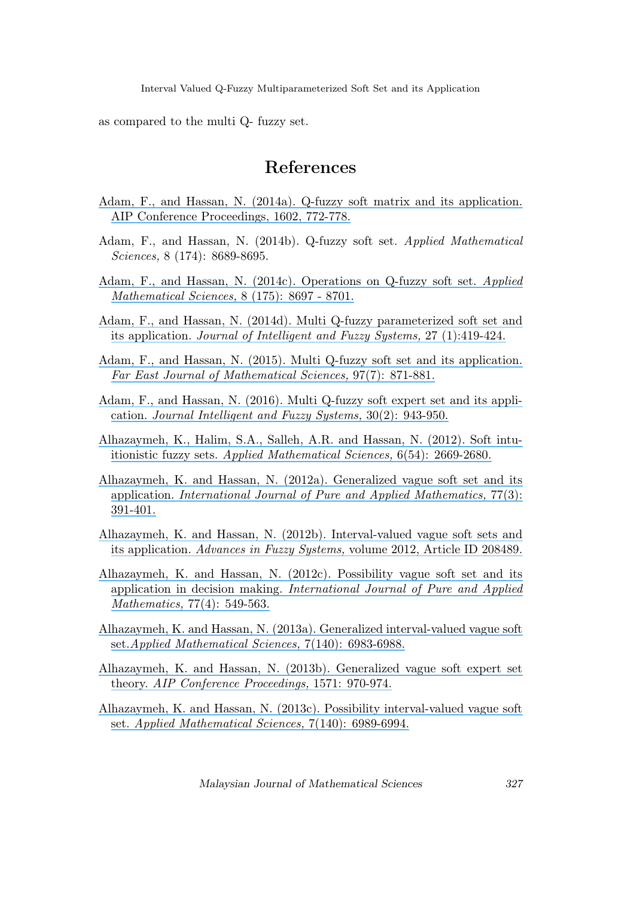as compared to the multi Q- fuzzy set.

# References

Adam, F., and Hassan, N. (2014a). Q-fuzzy soft matrix and its application. AIP Conference Proceedings, 1602, 772-778.

Adam, F., and Hassan, N. (2014b). Q-fuzzy soft set. *Applied Mathematical Sciences,* 8 (174): 8689-8695.

Adam, F., and Hassan, N. (2014c). Operations on Q-fuzzy soft set. *Applied Mathematical Sciences,* 8 (175): 8697 - 8701.

Adam, F., and Hassan, N. (2014d). Multi Q-fuzzy parameterized soft set and its application. *Journal of Intelligent and Fuzzy Systems,* 27 (1):419-424.

Adam, F., and Hassan, N. (2015). Multi Q-fuzzy soft set and its application. *Far East Journal of Mathematical Sciences,* 97(7): 871-881.

Adam, F., and Hassan, N. (2016). Multi Q-fuzzy soft expert set and its application. *Journal Intelligent and Fuzzy Systems,* 30(2): 943-950.

Alhazaymeh, K., Halim, S.A., Salleh, A.R. and Hassan, N. (2012). Soft intuitionistic fuzzy sets. *Applied Mathematical Sciences,* 6(54): 2669-2680.

Alhazaymeh, K. and Hassan, N. (2012a). Generalized vague soft set and its application. *International Journal of Pure and Applied Mathematics,* 77(3): 391-401.

Alhazaymeh, K. and Hassan, N. (2012b). Interval-valued vague soft sets and its application. *Advances in Fuzzy Systems,* volume 2012, Article ID 208489.

Alhazaymeh, K. and Hassan, N. (2012c). Possibility vague soft set and its application in decision making. *International Journal of Pure and Applied Mathematics,* 77(4): 549-563.

Alhazaymeh, K. and Hassan, N. (2013a). Generalized interval-valued vague soft set.*Applied Mathematical Sciences,* 7(140): 6983-6988.

Alhazaymeh, K. and Hassan, N. (2013b). Generalized vague soft expert set theory. *AIP Conference Proceedings,* 1571: 970-974.

Alhazaymeh, K. and Hassan, N. (2013c). Possibility interval-valued vague soft set. *Applied Mathematical Sciences,* 7(140): 6989-6994.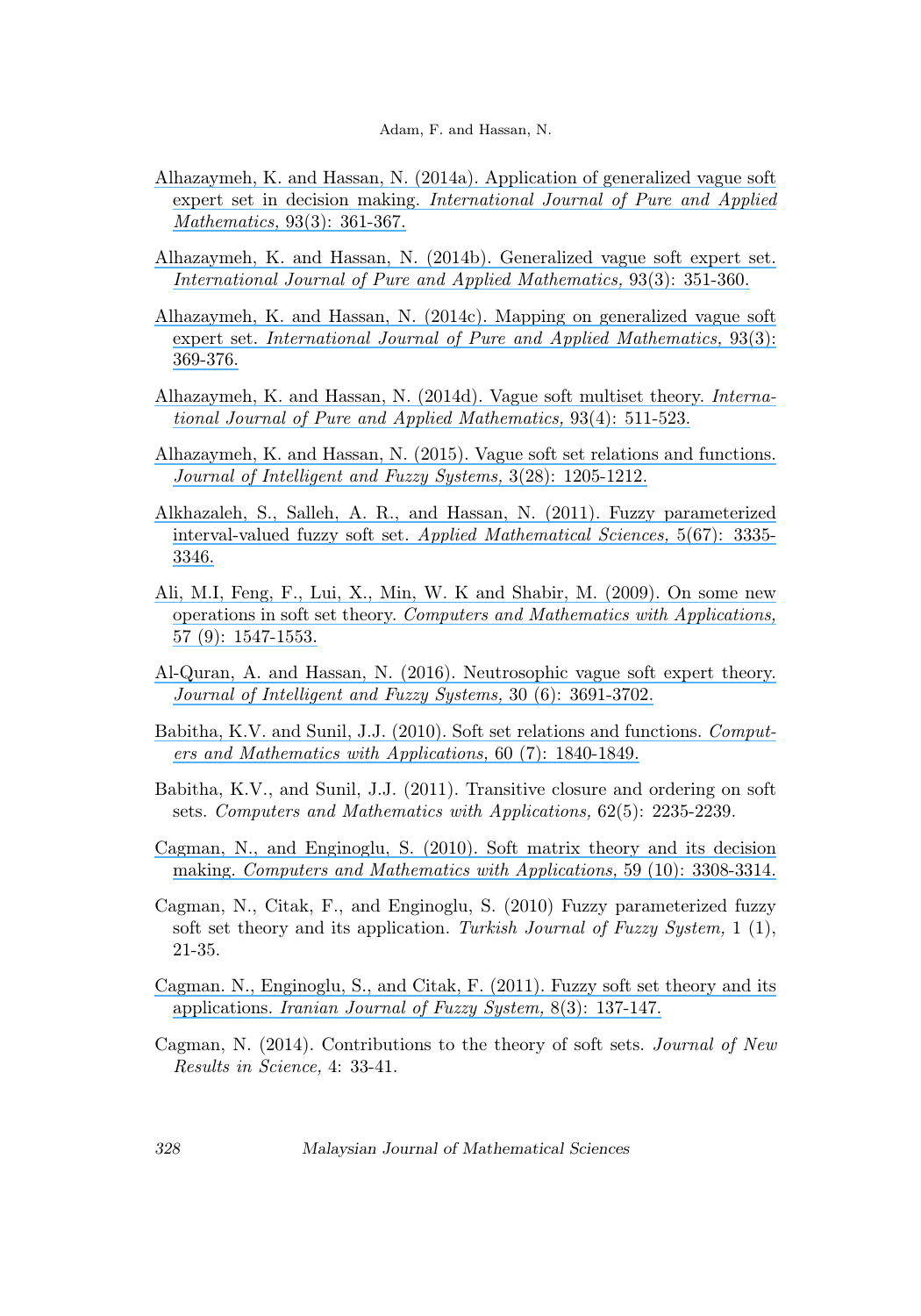Alhazaymeh, K. and Hassan, N. (2014a). Application of generalized vague soft expert set in decision making. *International Journal of Pure and Applied Mathematics*, 93(3): 361-367.

Alhazaymeh, K. and Hassan, N. (2014b). Generalized vague soft expert set. *International Journal of Pure and Applied Mathematics,* 93(3): 351-360.

Alhazaymeh, K. and Hassan, N. (2014c). Mapping on generalized vague soft expert set. *International Journal of Pure and Applied Mathematics,* 93(3): 369-376.

Alhazaymeh, K. and Hassan, N. (2014d). Vague soft multiset theory. *International Journal of Pure and Applied Mathematics,* 93(4): 511-523.

Alhazaymeh, K. and Hassan, N. (2015). Vague soft set relations and functions. *Journal of Intelligent and Fuzzy Systems,* 3(28): 1205-1212.

Alkhazaleh, S., Salleh, A. R., and Hassan, N. (2011). Fuzzy parameterized interval-valued fuzzy soft set. *Applied Mathematical Sciences,* 5(67): 3335-3346.

Ali, M.I, Feng, F., Lui, X., Min, W. K and Shabir, M. (2009). On some new operations in soft set theory. *Computers and Mathematics with Applications,* 57 (9): 1547-1553.

Al-Quran, A. and Hassan, N. (2016). Neutrosophic vague soft expert theory. *Journal of Intelligent and Fuzzy Systems,* 30 (6): 3691-3702.

Babitha, K.V. and Sunil, J.J. (2010). Soft set relations and functions. *Computers and Mathematics with Applications,* 60 (7): 1840-1849.

Babitha, K.V., and Sunil, J.J. (2011). Transitive closure and ordering on soft sets. *Computers and Mathematics with Applications,* 62(5): 2235-2239.

Cagman, N., and Enginoglu, S. (2010). Soft matrix theory and its decision making. *Computers and Mathematics with Applications,* 59 (10): 3308-3314.

Cagman, N., Citak, F., and Enginoglu, S. (2010) Fuzzy parameterized fuzzy soft set theory and its application. *Turkish Journal of Fuzzy System,* 1 (1), 21-35.

Cagman. N., Enginoglu, S., and Citak, F. (2011). Fuzzy soft set theory and its applications. *Iranian Journal of Fuzzy System,* 8(3): 137-147.

Cagman, N. (2014). Contributions to the theory of soft sets. *Journal of New Results in Science,* 4: 33-41.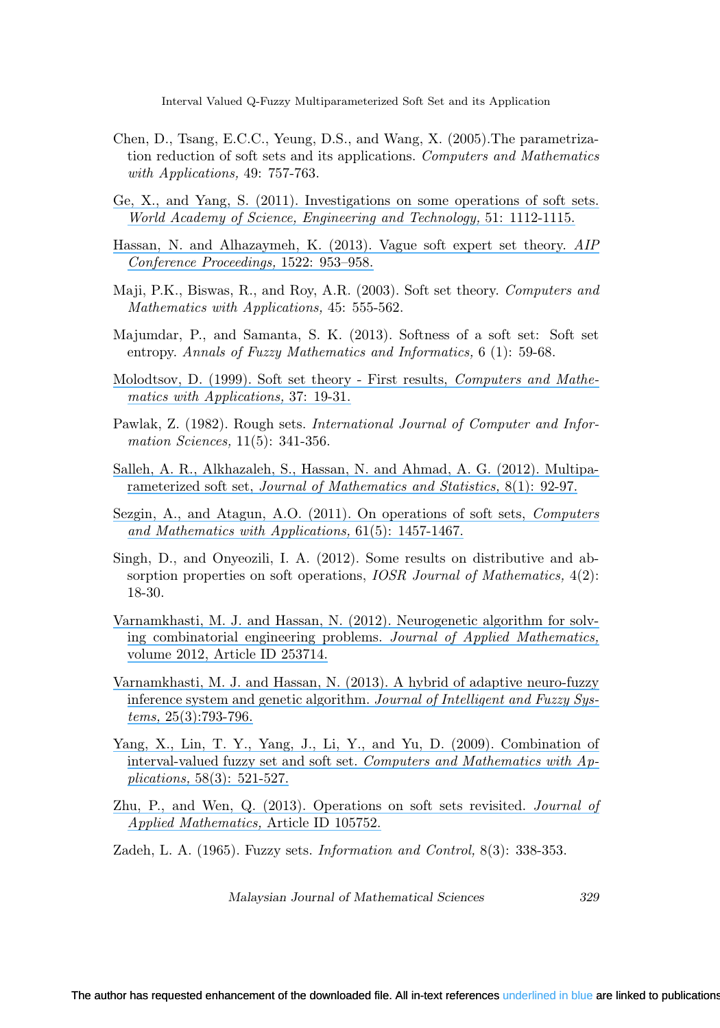Chen, D., Tsang, E.C.C., Yeung, D.S., and Wang, X. (2005).The parametrization reduction of soft sets and its applications. *Computers and Mathematics with Applications,* 49: 757-763.

Ge, X., and Yang, S. (2011). Investigations on some operations of soft sets. *World Academy of Science, Engineering and Technology,* 51: 1112-1115.

Hassan, N. and Alhazaymeh, K. (2013). Vague soft expert set theory. *AIP Conference Proceedings,* 1522: 953–958.

Maji, P.K., Biswas, R., and Roy, A.R. (2003). Soft set theory. *Computers and Mathematics with Applications,* 45: 555-562.

Majumdar, P., and Samanta, S. K. (2013). Softness of a soft set: Soft set entropy. *Annals of Fuzzy Mathematics and Informatics,* 6 (1): 59-68.

Molodtsov, D. (1999). Soft set theory - First results, *Computers and Mathematics with Applications,* 37: 19-31.

Pawlak, Z. (1982). Rough sets. *International Journal of Computer and Information Sciences,* 11(5): 341-356.

Salleh, A. R., Alkhazaleh, S., Hassan, N. and Ahmad, A. G. (2012). Multiparameterized soft set, *Journal of Mathematics and Statistics,* 8(1): 92-97.

Sezgin, A., and Atagun, A.O. (2011). On operations of soft sets, *Computers and Mathematics with Applications,* 61(5): 1457-1467.

Singh, D., and Onyeozili, I. A. (2012). Some results on distributive and absorption properties on soft operations, *IOSR Journal of Mathematics,* 4(2): 18-30.

Varnamkhasti, M. J. and Hassan, N. (2012). Neurogenetic algorithm for solving combinatorial engineering problems. *Journal of Applied Mathematics,* volume 2012, Article ID 253714.

Varnamkhasti, M. J. and Hassan, N. (2013). A hybrid of adaptive neuro-fuzzy inference system and genetic algorithm. *Journal of Intelligent and Fuzzy Systems,* 25(3):793-796.

Yang, X., Lin, T. Y., Yang, J., Li, Y., and Yu, D. (2009). Combination of interval-valued fuzzy set and soft set. *Computers and Mathematics with Applications,* 58(3): 521-527.

Zhu, P., and Wen, Q. (2013). Operations on soft sets revisited. *Journal of Applied Mathematics,* Article ID 105752.

Zadeh, L. A. (1965). Fuzzy sets. *Information and Control,* 8(3): 338-353.